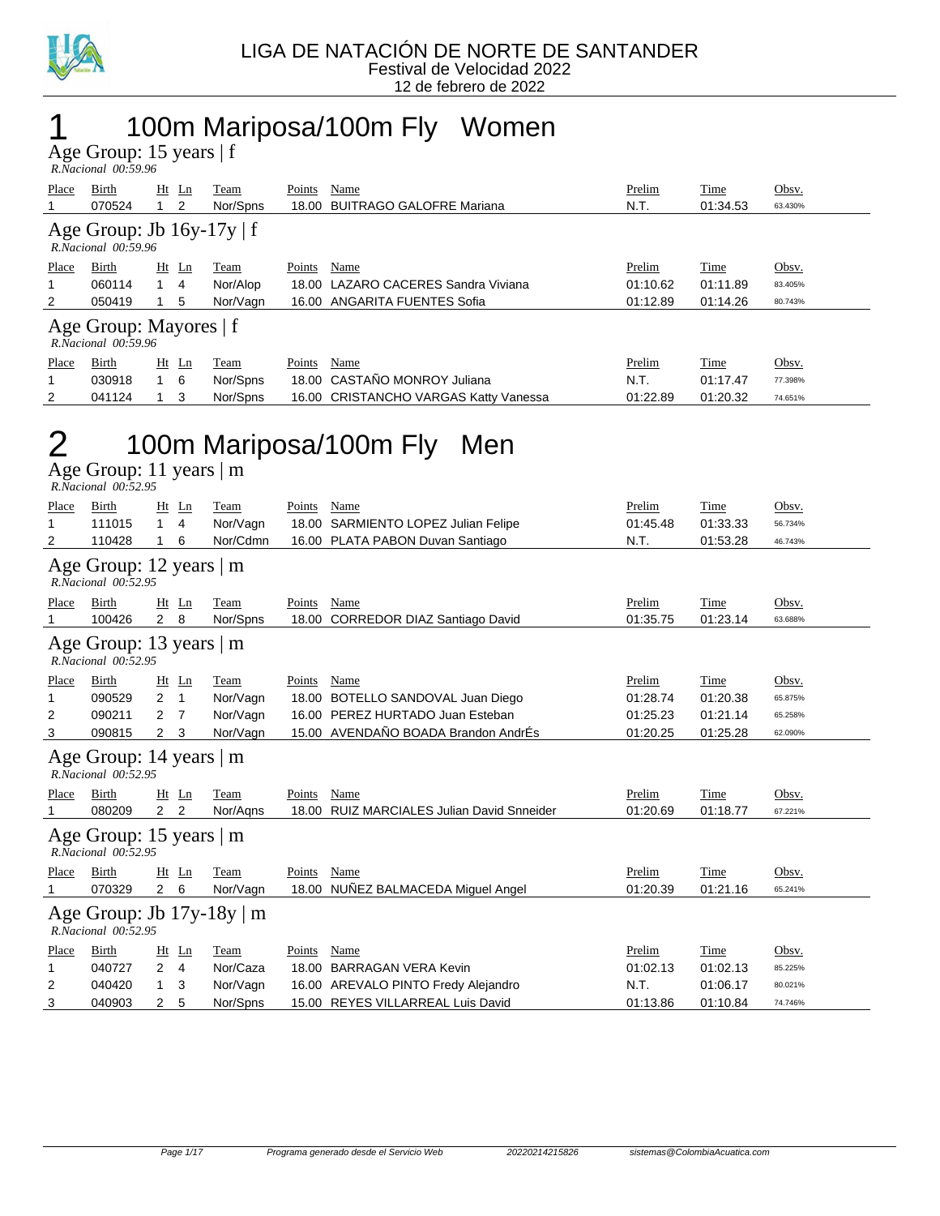# LIGA DE NATACIÓN DE NORTE DE SANTANDER

Festival de Velocidad 2022

12 de febrero de 2022

# 1 100m Mariposa/100m Fly Women

## Age Group: 15 years | f

*R.Nacional 00:59.96*

| Place | Birth | Ht | Ln | Team | Points | Name | Prelim | Time | Obsv. |
|---|---|---|---|---|---|---|---|---|---|
| 1 | 070524 | 1 | 2 | Nor/Spns | 18.00 | BUITRAGO GALOFRE Mariana | N.T. | 01:34.53 | 63.430% |

## Age Group: Jb 16y-17y | f

*R.Nacional 00:59.96*

| Place | Birth | Ht | Ln | Team | Points | Name | Prelim | Time | Obsv. |
|---|---|---|---|---|---|---|---|---|---|
| 1 | 060114 | 1 | 4 | Nor/Alop | 18.00 | LAZARO CACERES Sandra Viviana | 01:10.62 | 01:11.89 | 83.405% |
| 2 | 050419 | 1 | 5 | Nor/Vagn | 16.00 | ANGARITA FUENTES Sofia | 01:12.89 | 01:14.26 | 80.743% |

## Age Group: Mayores | f

*R.Nacional 00:59.96*

| Place | Birth | Ht | Ln | Team | Points | Name | Prelim | Time | Obsv. |
|---|---|---|---|---|---|---|---|---|---|
| 1 | 030918 | 1 | 6 | Nor/Spns | 18.00 | CASTAÑO MONROY Juliana | N.T. | 01:17.47 | 77.398% |
| 2 | 041124 | 1 | 3 | Nor/Spns | 16.00 | CRISTANCHO VARGAS Katty Vanessa | 01:22.89 | 01:20.32 | 74.651% |

# 2 100m Mariposa/100m Fly Men

## Age Group: 11 years | m

*R.Nacional 00:52.95*

| Place | Birth | Ht | Ln | Team | Points | Name | Prelim | Time | Obsv. |
|---|---|---|---|---|---|---|---|---|---|
| 1 | 111015 | 1 | 4 | Nor/Vagn | 18.00 | SARMIENTO LOPEZ Julian Felipe | 01:45.48 | 01:33.33 | 56.734% |
| 2 | 110428 | 1 | 6 | Nor/Cdmn | 16.00 | PLATA PABON Duvan Santiago | N.T. | 01:53.28 | 46.743% |

## Age Group: 12 years | m

*R.Nacional 00:52.95*

| Place | Birth | Ht | Ln | Team | Points | Name | Prelim | Time | Obsv. |
|---|---|---|---|---|---|---|---|---|---|
| 1 | 100426 | 2 | 8 | Nor/Spns | 18.00 | CORREDOR DIAZ Santiago David | 01:35.75 | 01:23.14 | 63.688% |

## Age Group: 13 years | m

*R.Nacional 00:52.95*

| Place | Birth | Ht | Ln | Team | Points | Name | Prelim | Time | Obsv. |
|---|---|---|---|---|---|---|---|---|---|
| 1 | 090529 | 2 | 1 | Nor/Vagn | 18.00 | BOTELLO SANDOVAL Juan Diego | 01:28.74 | 01:20.38 | 65.875% |
| 2 | 090211 | 2 | 7 | Nor/Vagn | 16.00 | PEREZ HURTADO Juan Esteban | 01:25.23 | 01:21.14 | 65.258% |
| 3 | 090815 | 2 | 3 | Nor/Vagn | 15.00 | AVENDAÑO BOADA Brandon AndrÉs | 01:20.25 | 01:25.28 | 62.090% |

## Age Group: 14 years | m

*R.Nacional 00:52.95*

| Place | Birth | Ht | Ln | Team | Points | Name | Prelim | Time | Obsv. |
|---|---|---|---|---|---|---|---|---|---|
| 1 | 080209 | 2 | 2 | Nor/Aqns | 18.00 | RUIZ MARCIALES Julian David Snneider | 01:20.69 | 01:18.77 | 67.221% |

## Age Group: 15 years | m

*R.Nacional 00:52.95*

| Place | Birth | Ht | Ln | Team | Points | Name | Prelim | Time | Obsv. |
|---|---|---|---|---|---|---|---|---|---|
| 1 | 070329 | 2 | 6 | Nor/Vagn | 18.00 | NUÑEZ BALMACEDA Miguel Angel | 01:20.39 | 01:21.16 | 65.241% |

## Age Group: Jb 17y-18y | m

*R.Nacional 00:52.95*

| Place | Birth | Ht | Ln | Team | Points | Name | Prelim | Time | Obsv. |
|---|---|---|---|---|---|---|---|---|---|
| 1 | 040727 | 2 | 4 | Nor/Caza | 18.00 | BARRAGAN VERA Kevin | 01:02.13 | 01:02.13 | 85.225% |
| 2 | 040420 | 1 | 3 | Nor/Vagn | 16.00 | AREVALO PINTO Fredy Alejandro | N.T. | 01:06.17 | 80.021% |
| 3 | 040903 | 2 | 5 | Nor/Spns | 15.00 | REYES VILLARREAL Luis David | 01:13.86 | 01:10.84 | 74.746% |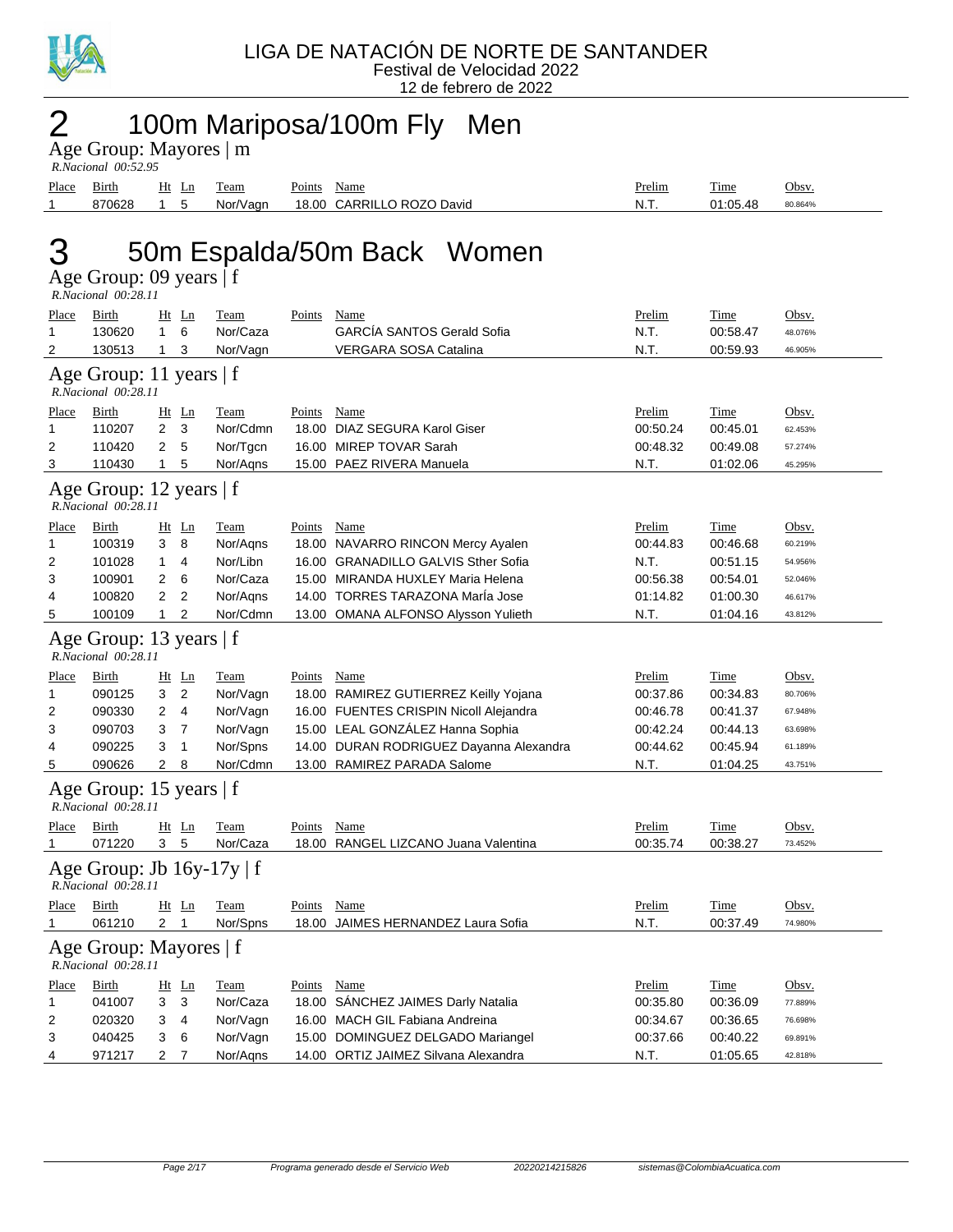LIGA DE NATACIÓN DE NORTE DE SANTANDER
Festival de Velocidad 2022
12 de febrero de 2022

# 2 100m Mariposa/100m Fly Men

## Age Group: Mayores | m

*R.Nacional 00:52.95*

| Place | Birth | Ht | Ln | Team | Points | Name | Prelim | Time | Obsv. |
|---|---|---|---|---|---|---|---|---|---|
| 1 | 870628 | 1 | 5 | Nor/Vagn | 18.00 | CARRILLO ROZO David | N.T. | 01:05.48 | 80.864% |

# 3 50m Espalda/50m Back Women

## Age Group: 09 years | f

*R.Nacional 00:28.11*

| Place | Birth | Ht | Ln | Team | Points | Name | Prelim | Time | Obsv. |
|---|---|---|---|---|---|---|---|---|---|
| 1 | 130620 | 1 | 6 | Nor/Caza | | GARCÍA SANTOS Gerald Sofia | N.T. | 00:58.47 | 48.076% |
| 2 | 130513 | 1 | 3 | Nor/Vagn | | VERGARA SOSA Catalina | N.T. | 00:59.93 | 46.905% |

## Age Group: 11 years | f

*R.Nacional 00:28.11*

| Place | Birth | Ht | Ln | Team | Points | Name | Prelim | Time | Obsv. |
|---|---|---|---|---|---|---|---|---|---|
| 1 | 110207 | 2 | 3 | Nor/Cdmn | 18.00 | DIAZ SEGURA Karol Giser | 00:50.24 | 00:45.01 | 62.453% |
| 2 | 110420 | 2 | 5 | Nor/Tgcn | 16.00 | MIREP TOVAR Sarah | 00:48.32 | 00:49.08 | 57.274% |
| 3 | 110430 | 1 | 5 | Nor/Aqns | 15.00 | PAEZ RIVERA Manuela | N.T. | 01:02.06 | 45.295% |

## Age Group: 12 years | f

*R.Nacional 00:28.11*

| Place | Birth | Ht | Ln | Team | Points | Name | Prelim | Time | Obsv. |
|---|---|---|---|---|---|---|---|---|---|
| 1 | 100319 | 3 | 8 | Nor/Aqns | 18.00 | NAVARRO RINCON Mercy Ayalen | 00:44.83 | 00:46.68 | 60.219% |
| 2 | 101028 | 1 | 4 | Nor/Libn | 16.00 | GRANADILLO GALVIS Sther Sofia | N.T. | 00:51.15 | 54.956% |
| 3 | 100901 | 2 | 6 | Nor/Caza | 15.00 | MIRANDA HUXLEY Maria Helena | 00:56.38 | 00:54.01 | 52.046% |
| 4 | 100820 | 2 | 2 | Nor/Aqns | 14.00 | TORRES TARAZONA MarÍa Jose | 01:14.82 | 01:00.30 | 46.617% |
| 5 | 100109 | 1 | 2 | Nor/Cdmn | 13.00 | OMANA ALFONSO Alysson Yulieth | N.T. | 01:04.16 | 43.812% |

## Age Group: 13 years | f

*R.Nacional 00:28.11*

| Place | Birth | Ht | Ln | Team | Points | Name | Prelim | Time | Obsv. |
|---|---|---|---|---|---|---|---|---|---|
| 1 | 090125 | 3 | 2 | Nor/Vagn | 18.00 | RAMIREZ GUTIERREZ Keilly Yojana | 00:37.86 | 00:34.83 | 80.706% |
| 2 | 090330 | 2 | 4 | Nor/Vagn | 16.00 | FUENTES CRISPIN Nicoll Alejandra | 00:46.78 | 00:41.37 | 67.948% |
| 3 | 090703 | 3 | 7 | Nor/Vagn | 15.00 | LEAL GONZÁLEZ Hanna Sophia | 00:42.24 | 00:44.13 | 63.698% |
| 4 | 090225 | 3 | 1 | Nor/Spns | 14.00 | DURAN RODRIGUEZ Dayanna Alexandra | 00:44.62 | 00:45.94 | 61.189% |
| 5 | 090626 | 2 | 8 | Nor/Cdmn | 13.00 | RAMIREZ PARADA Salome | N.T. | 01:04.25 | 43.751% |

## Age Group: 15 years | f

*R.Nacional 00:28.11*

| Place | Birth | Ht | Ln | Team | Points | Name | Prelim | Time | Obsv. |
|---|---|---|---|---|---|---|---|---|---|
| 1 | 071220 | 3 | 5 | Nor/Caza | 18.00 | RANGEL LIZCANO Juana Valentina | 00:35.74 | 00:38.27 | 73.452% |

## Age Group: Jb 16y-17y | f

*R.Nacional 00:28.11*

| Place | Birth | Ht | Ln | Team | Points | Name | Prelim | Time | Obsv. |
|---|---|---|---|---|---|---|---|---|---|
| 1 | 061210 | 2 | 1 | Nor/Spns | 18.00 | JAIMES HERNANDEZ Laura Sofia | N.T. | 00:37.49 | 74.980% |

## Age Group: Mayores | f

*R.Nacional 00:28.11*

| Place | Birth | Ht | Ln | Team | Points | Name | Prelim | Time | Obsv. |
|---|---|---|---|---|---|---|---|---|---|
| 1 | 041007 | 3 | 3 | Nor/Caza | 18.00 | SÁNCHEZ JAIMES Darly Natalia | 00:35.80 | 00:36.09 | 77.889% |
| 2 | 020320 | 3 | 4 | Nor/Vagn | 16.00 | MACH GIL Fabiana Andreina | 00:34.67 | 00:36.65 | 76.698% |
| 3 | 040425 | 3 | 6 | Nor/Vagn | 15.00 | DOMINGUEZ DELGADO Mariangel | 00:37.66 | 00:40.22 | 69.891% |
| 4 | 971217 | 2 | 7 | Nor/Aqns | 14.00 | ORTIZ JAIMEZ Silvana Alexandra | N.T. | 01:05.65 | 42.818% |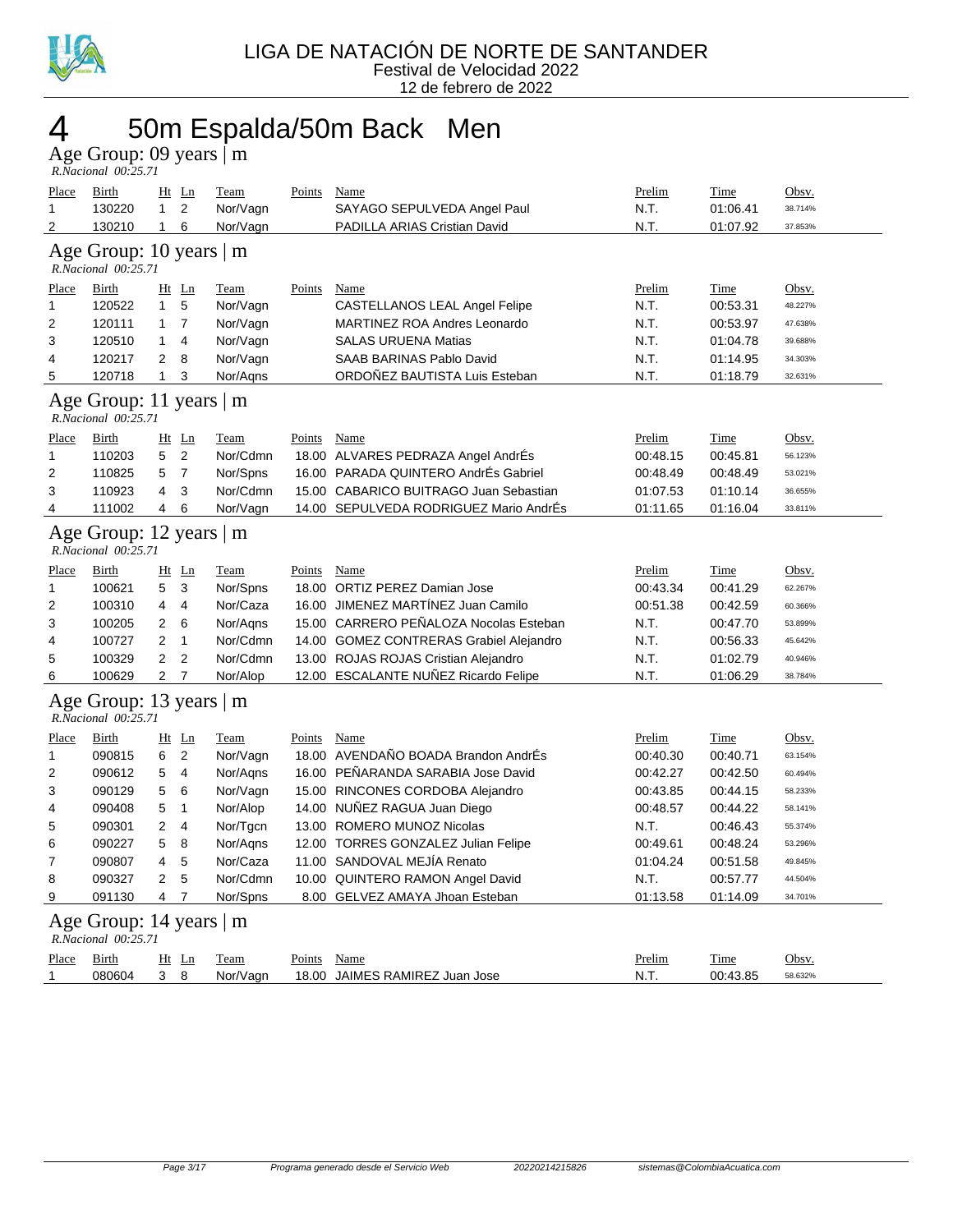LIGA DE NATACIÓN DE NORTE DE SANTANDER
Festival de Velocidad 2022
12 de febrero de 2022

# 4 50m Espalda/50m Back Men

## Age Group: 09 years | m

*R.Nacional 00:25.71*

| Place | Birth | Ht | Ln | Team | Points | Name | Prelim | Time | Obsv. |
|---|---|---|---|---|---|---|---|---|---|
| 1 | 130220 | 1 | 2 | Nor/Vagn | | SAYAGO SEPULVEDA Angel Paul | N.T. | 01:06.41 | 38.714% |
| 2 | 130210 | 1 | 6 | Nor/Vagn | | PADILLA ARIAS Cristian David | N.T. | 01:07.92 | 37.853% |

## Age Group: 10 years | m

*R.Nacional 00:25.71*

| Place | Birth | Ht | Ln | Team | Points | Name | Prelim | Time | Obsv. |
|---|---|---|---|---|---|---|---|---|---|
| 1 | 120522 | 1 | 5 | Nor/Vagn | | CASTELLANOS LEAL Angel Felipe | N.T. | 00:53.31 | 48.227% |
| 2 | 120111 | 1 | 7 | Nor/Vagn | | MARTINEZ ROA Andres Leonardo | N.T. | 00:53.97 | 47.638% |
| 3 | 120510 | 1 | 4 | Nor/Vagn | | SALAS URUENA Matias | N.T. | 01:04.78 | 39.688% |
| 4 | 120217 | 2 | 8 | Nor/Vagn | | SAAB BARINAS Pablo David | N.T. | 01:14.95 | 34.303% |
| 5 | 120718 | 1 | 3 | Nor/Aqns | | ORDOÑEZ BAUTISTA Luis Esteban | N.T. | 01:18.79 | 32.631% |

## Age Group: 11 years | m

*R.Nacional 00:25.71*

| Place | Birth | Ht | Ln | Team | Points | Name | Prelim | Time | Obsv. |
|---|---|---|---|---|---|---|---|---|---|
| 1 | 110203 | 5 | 2 | Nor/Cdmn | 18.00 | ALVARES PEDRAZA Angel AndrÉs | 00:48.15 | 00:45.81 | 56.123% |
| 2 | 110825 | 5 | 7 | Nor/Spns | 16.00 | PARADA QUINTERO AndrÉs Gabriel | 00:48.49 | 00:48.49 | 53.021% |
| 3 | 110923 | 4 | 3 | Nor/Cdmn | 15.00 | CABARICO BUITRAGO Juan Sebastian | 01:07.53 | 01:10.14 | 36.655% |
| 4 | 111002 | 4 | 6 | Nor/Vagn | 14.00 | SEPULVEDA RODRIGUEZ Mario AndrÉs | 01:11.65 | 01:16.04 | 33.811% |

## Age Group: 12 years | m

*R.Nacional 00:25.71*

| Place | Birth | Ht | Ln | Team | Points | Name | Prelim | Time | Obsv. |
|---|---|---|---|---|---|---|---|---|---|
| 1 | 100621 | 5 | 3 | Nor/Spns | 18.00 | ORTIZ PEREZ Damian Jose | 00:43.34 | 00:41.29 | 62.267% |
| 2 | 100310 | 4 | 4 | Nor/Caza | 16.00 | JIMENEZ MARTÍNEZ Juan Camilo | 00:51.38 | 00:42.59 | 60.366% |
| 3 | 100205 | 2 | 6 | Nor/Aqns | 15.00 | CARRERO PEÑALOZA Nocolas Esteban | N.T. | 00:47.70 | 53.899% |
| 4 | 100727 | 2 | 1 | Nor/Cdmn | 14.00 | GOMEZ CONTRERAS Grabiel Alejandro | N.T. | 00:56.33 | 45.642% |
| 5 | 100329 | 2 | 2 | Nor/Cdmn | 13.00 | ROJAS ROJAS Cristian Alejandro | N.T. | 01:02.79 | 40.946% |
| 6 | 100629 | 2 | 7 | Nor/Alop | 12.00 | ESCALANTE NUÑEZ Ricardo Felipe | N.T. | 01:06.29 | 38.784% |

## Age Group: 13 years | m

*R.Nacional 00:25.71*

| Place | Birth | Ht | Ln | Team | Points | Name | Prelim | Time | Obsv. |
|---|---|---|---|---|---|---|---|---|---|
| 1 | 090815 | 6 | 2 | Nor/Vagn | 18.00 | AVENDAÑO BOADA Brandon AndrÉs | 00:40.30 | 00:40.71 | 63.154% |
| 2 | 090612 | 5 | 4 | Nor/Aqns | 16.00 | PEÑARANDA SARABIA Jose David | 00:42.27 | 00:42.50 | 60.494% |
| 3 | 090129 | 5 | 6 | Nor/Vagn | 15.00 | RINCONES CORDOBA Alejandro | 00:43.85 | 00:44.15 | 58.233% |
| 4 | 090408 | 5 | 1 | Nor/Alop | 14.00 | NUÑEZ RAGUA Juan Diego | 00:48.57 | 00:44.22 | 58.141% |
| 5 | 090301 | 2 | 4 | Nor/Tgcn | 13.00 | ROMERO MUNOZ Nicolas | N.T. | 00:46.43 | 55.374% |
| 6 | 090227 | 5 | 8 | Nor/Aqns | 12.00 | TORRES GONZALEZ Julian Felipe | 00:49.61 | 00:48.24 | 53.296% |
| 7 | 090807 | 4 | 5 | Nor/Caza | 11.00 | SANDOVAL MEJÍA Renato | 01:04.24 | 00:51.58 | 49.845% |
| 8 | 090327 | 2 | 5 | Nor/Cdmn | 10.00 | QUINTERO RAMON Angel David | N.T. | 00:57.77 | 44.504% |
| 9 | 091130 | 4 | 7 | Nor/Spns | 8.00 | GELVEZ AMAYA Jhoan Esteban | 01:13.58 | 01:14.09 | 34.701% |

## Age Group: 14 years | m

*R.Nacional 00:25.71*

| Place | Birth | Ht | Ln | Team | Points | Name | Prelim | Time | Obsv. |
|---|---|---|---|---|---|---|---|---|---|
| 1 | 080604 | 3 | 8 | Nor/Vagn | 18.00 | JAIMES RAMIREZ Juan Jose | N.T. | 00:43.85 | 58.632% |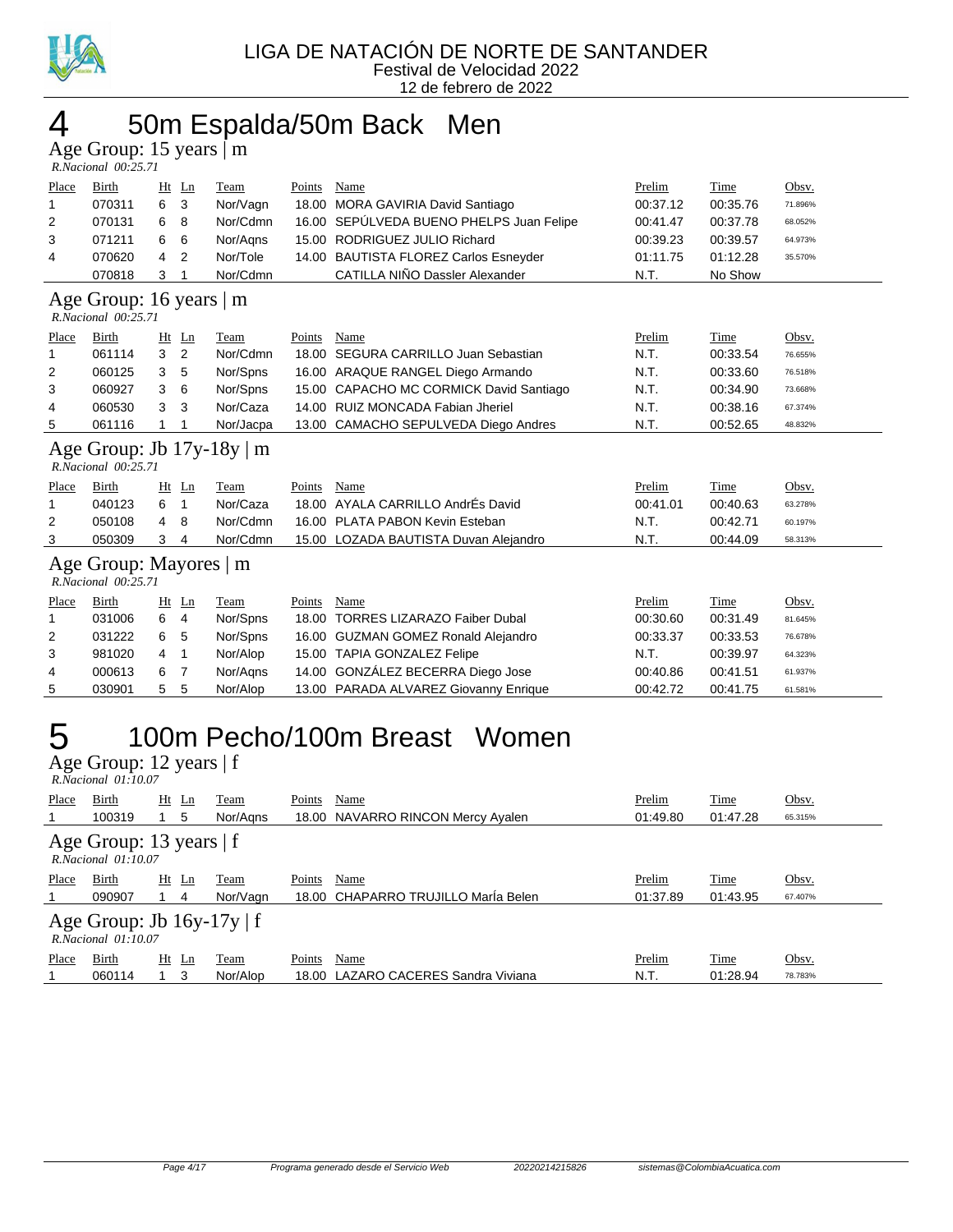LIGA DE NATACIÓN DE NORTE DE SANTANDER
Festival de Velocidad 2022
12 de febrero de 2022

# 4 50m Espalda/50m Back Men

## Age Group: 15 years | m

*R.Nacional 00:25.71*

| Place | Birth | Ht | Ln | Team | Points | Name | Prelim | Time | Obsv. |
|---|---|---|---|---|---|---|---|---|---|
| 1 | 070311 | 6 | 3 | Nor/Vagn | 18.00 | MORA GAVIRIA David Santiago | 00:37.12 | 00:35.76 | 71.896% |
| 2 | 070131 | 6 | 8 | Nor/Cdmn | 16.00 | SEPÚLVEDA BUENO PHELPS Juan Felipe | 00:41.47 | 00:37.78 | 68.052% |
| 3 | 071211 | 6 | 6 | Nor/Aqns | 15.00 | RODRIGUEZ JULIO Richard | 00:39.23 | 00:39.57 | 64.973% |
| 4 | 070620 | 4 | 2 | Nor/Tole | 14.00 | BAUTISTA FLOREZ Carlos Esneyder | 01:11.75 | 01:12.28 | 35.570% |
| | 070818 | 3 | 1 | Nor/Cdmn | | CATILLA NIÑO Dassler Alexander | N.T. | No Show | |

## Age Group: 16 years | m

*R.Nacional 00:25.71*

| Place | Birth | Ht | Ln | Team | Points | Name | Prelim | Time | Obsv. |
|---|---|---|---|---|---|---|---|---|---|
| 1 | 061114 | 3 | 2 | Nor/Cdmn | 18.00 | SEGURA CARRILLO Juan Sebastian | N.T. | 00:33.54 | 76.655% |
| 2 | 060125 | 3 | 5 | Nor/Spns | 16.00 | ARAQUE RANGEL Diego Armando | N.T. | 00:33.60 | 76.518% |
| 3 | 060927 | 3 | 6 | Nor/Spns | 15.00 | CAPACHO MC CORMICK David Santiago | N.T. | 00:34.90 | 73.668% |
| 4 | 060530 | 3 | 3 | Nor/Caza | 14.00 | RUIZ MONCADA Fabian Jheriel | N.T. | 00:38.16 | 67.374% |
| 5 | 061116 | 1 | 1 | Nor/Jacpa | 13.00 | CAMACHO SEPULVEDA Diego Andres | N.T. | 00:52.65 | 48.832% |

## Age Group: Jb 17y-18y | m

*R.Nacional 00:25.71*

| Place | Birth | Ht | Ln | Team | Points | Name | Prelim | Time | Obsv. |
|---|---|---|---|---|---|---|---|---|---|
| 1 | 040123 | 6 | 1 | Nor/Caza | 18.00 | AYALA CARRILLO AndrÉs David | 00:41.01 | 00:40.63 | 63.278% |
| 2 | 050108 | 4 | 8 | Nor/Cdmn | 16.00 | PLATA PABON Kevin Esteban | N.T. | 00:42.71 | 60.197% |
| 3 | 050309 | 3 | 4 | Nor/Cdmn | 15.00 | LOZADA BAUTISTA Duvan Alejandro | N.T. | 00:44.09 | 58.313% |

## Age Group: Mayores | m

*R.Nacional 00:25.71*

| Place | Birth | Ht | Ln | Team | Points | Name | Prelim | Time | Obsv. |
|---|---|---|---|---|---|---|---|---|---|
| 1 | 031006 | 6 | 4 | Nor/Spns | 18.00 | TORRES LIZARAZO Faiber Dubal | 00:30.60 | 00:31.49 | 81.645% |
| 2 | 031222 | 6 | 5 | Nor/Spns | 16.00 | GUZMAN GOMEZ Ronald Alejandro | 00:33.37 | 00:33.53 | 76.678% |
| 3 | 981020 | 4 | 1 | Nor/Alop | 15.00 | TAPIA GONZALEZ Felipe | N.T. | 00:39.97 | 64.323% |
| 4 | 000613 | 6 | 7 | Nor/Aqns | 14.00 | GONZÁLEZ BECERRA Diego Jose | 00:40.86 | 00:41.51 | 61.937% |
| 5 | 030901 | 5 | 5 | Nor/Alop | 13.00 | PARADA ALVAREZ Giovanny Enrique | 00:42.72 | 00:41.75 | 61.581% |

# 5 100m Pecho/100m Breast Women

## Age Group: 12 years | f

*R.Nacional 01:10.07*

| Place | Birth | Ht | Ln | Team | Points | Name | Prelim | Time | Obsv. |
|---|---|---|---|---|---|---|---|---|---|
| 1 | 100319 | 1 | 5 | Nor/Aqns | 18.00 | NAVARRO RINCON Mercy Ayalen | 01:49.80 | 01:47.28 | 65.315% |

## Age Group: 13 years | f

*R.Nacional 01:10.07*

| Place | Birth | Ht | Ln | Team | Points | Name | Prelim | Time | Obsv. |
|---|---|---|---|---|---|---|---|---|---|
| 1 | 090907 | 1 | 4 | Nor/Vagn | 18.00 | CHAPARRO TRUJILLO MarÍa Belen | 01:37.89 | 01:43.95 | 67.407% |

## Age Group: Jb 16y-17y | f

*R.Nacional 01:10.07*

| Place | Birth | Ht | Ln | Team | Points | Name | Prelim | Time | Obsv. |
|---|---|---|---|---|---|---|---|---|---|
| 1 | 060114 | 1 | 3 | Nor/Alop | 18.00 | LAZARO CACERES Sandra Viviana | N.T. | 01:28.94 | 78.783% |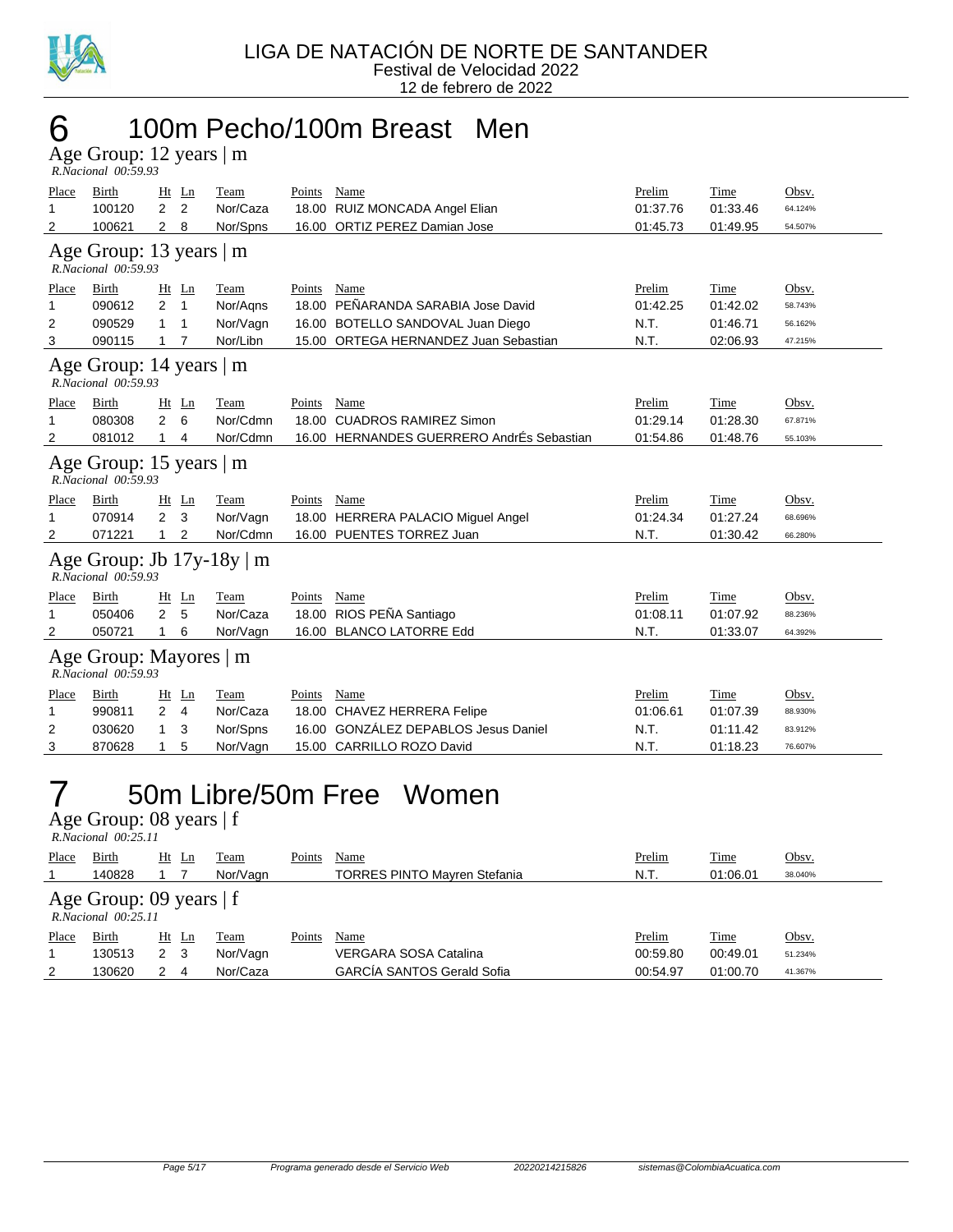LIGA DE NATACIÓN DE NORTE DE SANTANDER
Festival de Velocidad 2022
12 de febrero de 2022

# 6 100m Pecho/100m Breast Men

## Age Group: 12 years | m

*R.Nacional 00:59.93*

| Place | Birth | Ht | Ln | Team | Points | Name | Prelim | Time | Obsv. |
|---|---|---|---|---|---|---|---|---|---|
| 1 | 100120 | 2 | 2 | Nor/Caza | 18.00 | RUIZ MONCADA Angel Elian | 01:37.76 | 01:33.46 | 64.124% |
| 2 | 100621 | 2 | 8 | Nor/Spns | 16.00 | ORTIZ PEREZ Damian Jose | 01:45.73 | 01:49.95 | 54.507% |

## Age Group: 13 years | m

*R.Nacional 00:59.93*

| Place | Birth | Ht | Ln | Team | Points | Name | Prelim | Time | Obsv. |
|---|---|---|---|---|---|---|---|---|---|
| 1 | 090612 | 2 | 1 | Nor/Aqns | 18.00 | PEÑARANDA SARABIA Jose David | 01:42.25 | 01:42.02 | 58.743% |
| 2 | 090529 | 1 | 1 | Nor/Vagn | 16.00 | BOTELLO SANDOVAL Juan Diego | N.T. | 01:46.71 | 56.162% |
| 3 | 090115 | 1 | 7 | Nor/Libn | 15.00 | ORTEGA HERNANDEZ Juan Sebastian | N.T. | 02:06.93 | 47.215% |

## Age Group: 14 years | m

*R.Nacional 00:59.93*

| Place | Birth | Ht | Ln | Team | Points | Name | Prelim | Time | Obsv. |
|---|---|---|---|---|---|---|---|---|---|
| 1 | 080308 | 2 | 6 | Nor/Cdmn | 18.00 | CUADROS RAMIREZ Simon | 01:29.14 | 01:28.30 | 67.871% |
| 2 | 081012 | 1 | 4 | Nor/Cdmn | 16.00 | HERNANDES GUERRERO AndrÉs Sebastian | 01:54.86 | 01:48.76 | 55.103% |

## Age Group: 15 years | m

*R.Nacional 00:59.93*

| Place | Birth | Ht | Ln | Team | Points | Name | Prelim | Time | Obsv. |
|---|---|---|---|---|---|---|---|---|---|
| 1 | 070914 | 2 | 3 | Nor/Vagn | 18.00 | HERRERA PALACIO Miguel Angel | 01:24.34 | 01:27.24 | 68.696% |
| 2 | 071221 | 1 | 2 | Nor/Cdmn | 16.00 | PUENTES TORREZ Juan | N.T. | 01:30.42 | 66.280% |

## Age Group: Jb 17y-18y | m

*R.Nacional 00:59.93*

| Place | Birth | Ht | Ln | Team | Points | Name | Prelim | Time | Obsv. |
|---|---|---|---|---|---|---|---|---|---|
| 1 | 050406 | 2 | 5 | Nor/Caza | 18.00 | RIOS PEÑA Santiago | 01:08.11 | 01:07.92 | 88.236% |
| 2 | 050721 | 1 | 6 | Nor/Vagn | 16.00 | BLANCO LATORRE Edd | N.T. | 01:33.07 | 64.392% |

## Age Group: Mayores | m

*R.Nacional 00:59.93*

| Place | Birth | Ht | Ln | Team | Points | Name | Prelim | Time | Obsv. |
|---|---|---|---|---|---|---|---|---|---|
| 1 | 990811 | 2 | 4 | Nor/Caza | 18.00 | CHAVEZ HERRERA Felipe | 01:06.61 | 01:07.39 | 88.930% |
| 2 | 030620 | 1 | 3 | Nor/Spns | 16.00 | GONZÁLEZ DEPABLOS Jesus Daniel | N.T. | 01:11.42 | 83.912% |
| 3 | 870628 | 1 | 5 | Nor/Vagn | 15.00 | CARRILLO ROZO David | N.T. | 01:18.23 | 76.607% |

# 7 50m Libre/50m Free Women

## Age Group: 08 years | f

*R.Nacional 00:25.11*

| Place | Birth | Ht | Ln | Team | Points | Name | Prelim | Time | Obsv. |
|---|---|---|---|---|---|---|---|---|---|
| 1 | 140828 | 1 | 7 | Nor/Vagn | | TORRES PINTO Mayren Stefania | N.T. | 01:06.01 | 38.040% |

## Age Group: 09 years | f

*R.Nacional 00:25.11*

| Place | Birth | Ht | Ln | Team | Points | Name | Prelim | Time | Obsv. |
|---|---|---|---|---|---|---|---|---|---|
| 1 | 130513 | 2 | 3 | Nor/Vagn | | VERGARA SOSA Catalina | 00:59.80 | 00:49.01 | 51.234% |
| 2 | 130620 | 2 | 4 | Nor/Caza | | GARCÍA SANTOS Gerald Sofia | 00:54.97 | 01:00.70 | 41.367% |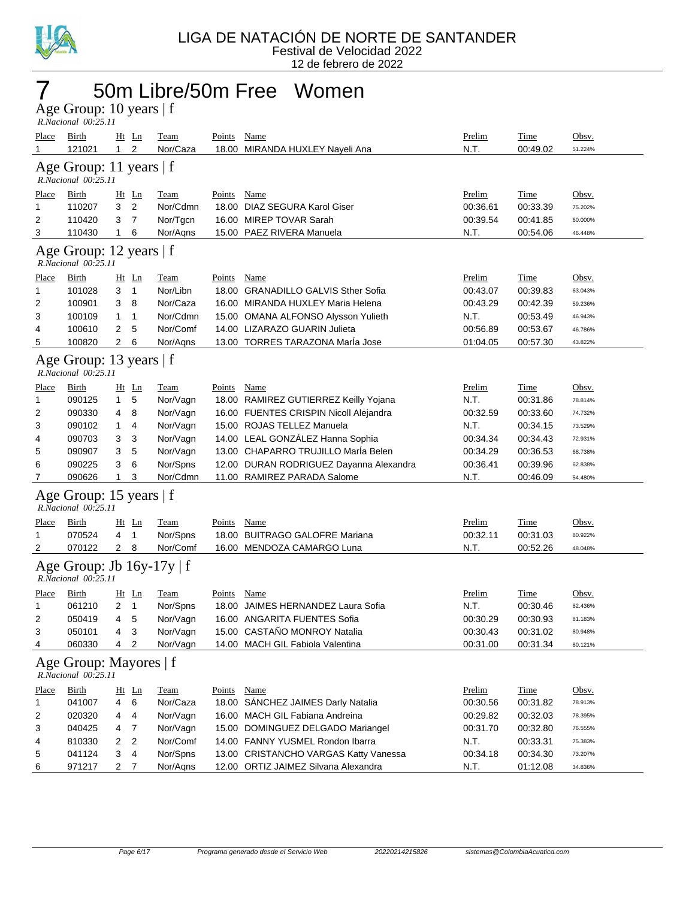LIGA DE NATACIÓN DE NORTE DE SANTANDER
Festival de Velocidad 2022
12 de febrero de 2022

# 7 50m Libre/50m Free Women

## Age Group: 10 years | f

*R.Nacional 00:25.11*

| Place | Birth | Ht | Ln | Team | Points | Name | Prelim | Time | Obsv. |
|---|---|---|---|---|---|---|---|---|---|
| 1 | 121021 | 1 | 2 | Nor/Caza | 18.00 | MIRANDA HUXLEY Nayeli Ana | N.T. | 00:49.02 | 51.224% |

## Age Group: 11 years | f

*R.Nacional 00:25.11*

| Place | Birth | Ht | Ln | Team | Points | Name | Prelim | Time | Obsv. |
|---|---|---|---|---|---|---|---|---|---|
| 1 | 110207 | 3 | 2 | Nor/Cdmn | 18.00 | DIAZ SEGURA Karol Giser | 00:36.61 | 00:33.39 | 75.202% |
| 2 | 110420 | 3 | 7 | Nor/Tgcn | 16.00 | MIREP TOVAR Sarah | 00:39.54 | 00:41.85 | 60.000% |
| 3 | 110430 | 1 | 6 | Nor/Aqns | 15.00 | PAEZ RIVERA Manuela | N.T. | 00:54.06 | 46.448% |

## Age Group: 12 years | f

*R.Nacional 00:25.11*

| Place | Birth | Ht | Ln | Team | Points | Name | Prelim | Time | Obsv. |
|---|---|---|---|---|---|---|---|---|---|
| 1 | 101028 | 3 | 1 | Nor/Libn | 18.00 | GRANADILLO GALVIS Sther Sofia | 00:43.07 | 00:39.83 | 63.043% |
| 2 | 100901 | 3 | 8 | Nor/Caza | 16.00 | MIRANDA HUXLEY Maria Helena | 00:43.29 | 00:42.39 | 59.236% |
| 3 | 100109 | 1 | 1 | Nor/Cdmn | 15.00 | OMANA ALFONSO Alysson Yulieth | N.T. | 00:53.49 | 46.943% |
| 4 | 100610 | 2 | 5 | Nor/Comf | 14.00 | LIZARAZO GUARIN Julieta | 00:56.89 | 00:53.67 | 46.786% |
| 5 | 100820 | 2 | 6 | Nor/Aqns | 13.00 | TORRES TARAZONA MarÍa Jose | 01:04.05 | 00:57.30 | 43.822% |

## Age Group: 13 years | f

*R.Nacional 00:25.11*

| Place | Birth | Ht | Ln | Team | Points | Name | Prelim | Time | Obsv. |
|---|---|---|---|---|---|---|---|---|---|
| 1 | 090125 | 1 | 5 | Nor/Vagn | 18.00 | RAMIREZ GUTIERREZ Keilly Yojana | N.T. | 00:31.86 | 78.814% |
| 2 | 090330 | 4 | 8 | Nor/Vagn | 16.00 | FUENTES CRISPIN Nicoll Alejandra | 00:32.59 | 00:33.60 | 74.732% |
| 3 | 090102 | 1 | 4 | Nor/Vagn | 15.00 | ROJAS TELLEZ Manuela | N.T. | 00:34.15 | 73.529% |
| 4 | 090703 | 3 | 3 | Nor/Vagn | 14.00 | LEAL GONZÁLEZ Hanna Sophia | 00:34.34 | 00:34.43 | 72.931% |
| 5 | 090907 | 3 | 5 | Nor/Vagn | 13.00 | CHAPARRO TRUJILLO MarÍa Belen | 00:34.29 | 00:36.53 | 68.738% |
| 6 | 090225 | 3 | 6 | Nor/Spns | 12.00 | DURAN RODRIGUEZ Dayanna Alexandra | 00:36.41 | 00:39.96 | 62.838% |
| 7 | 090626 | 1 | 3 | Nor/Cdmn | 11.00 | RAMIREZ PARADA Salome | N.T. | 00:46.09 | 54.480% |

## Age Group: 15 years | f

*R.Nacional 00:25.11*

| Place | Birth | Ht | Ln | Team | Points | Name | Prelim | Time | Obsv. |
|---|---|---|---|---|---|---|---|---|---|
| 1 | 070524 | 4 | 1 | Nor/Spns | 18.00 | BUITRAGO GALOFRE Mariana | 00:32.11 | 00:31.03 | 80.922% |
| 2 | 070122 | 2 | 8 | Nor/Comf | 16.00 | MENDOZA CAMARGO Luna | N.T. | 00:52.26 | 48.048% |

## Age Group: Jb 16y-17y | f

*R.Nacional 00:25.11*

| Place | Birth | Ht | Ln | Team | Points | Name | Prelim | Time | Obsv. |
|---|---|---|---|---|---|---|---|---|---|
| 1 | 061210 | 2 | 1 | Nor/Spns | 18.00 | JAIMES HERNANDEZ Laura Sofia | N.T. | 00:30.46 | 82.436% |
| 2 | 050419 | 4 | 5 | Nor/Vagn | 16.00 | ANGARITA FUENTES Sofia | 00:30.29 | 00:30.93 | 81.183% |
| 3 | 050101 | 4 | 3 | Nor/Vagn | 15.00 | CASTAÑO MONROY Natalia | 00:30.43 | 00:31.02 | 80.948% |
| 4 | 060330 | 4 | 2 | Nor/Vagn | 14.00 | MACH GIL Fabiola Valentina | 00:31.00 | 00:31.34 | 80.121% |

## Age Group: Mayores | f

*R.Nacional 00:25.11*

| Place | Birth | Ht | Ln | Team | Points | Name | Prelim | Time | Obsv. |
|---|---|---|---|---|---|---|---|---|---|
| 1 | 041007 | 4 | 6 | Nor/Caza | 18.00 | SÁNCHEZ JAIMES Darly Natalia | 00:30.56 | 00:31.82 | 78.913% |
| 2 | 020320 | 4 | 4 | Nor/Vagn | 16.00 | MACH GIL Fabiana Andreina | 00:29.82 | 00:32.03 | 78.395% |
| 3 | 040425 | 4 | 7 | Nor/Vagn | 15.00 | DOMINGUEZ DELGADO Mariangel | 00:31.70 | 00:32.80 | 76.555% |
| 4 | 810330 | 2 | 2 | Nor/Comf | 14.00 | FANNY YUSMEL Rondon Ibarra | N.T. | 00:33.31 | 75.383% |
| 5 | 041124 | 3 | 4 | Nor/Spns | 13.00 | CRISTANCHO VARGAS Katty Vanessa | 00:34.18 | 00:34.30 | 73.207% |
| 6 | 971217 | 2 | 7 | Nor/Aqns | 12.00 | ORTIZ JAIMEZ Silvana Alexandra | N.T. | 01:12.08 | 34.836% |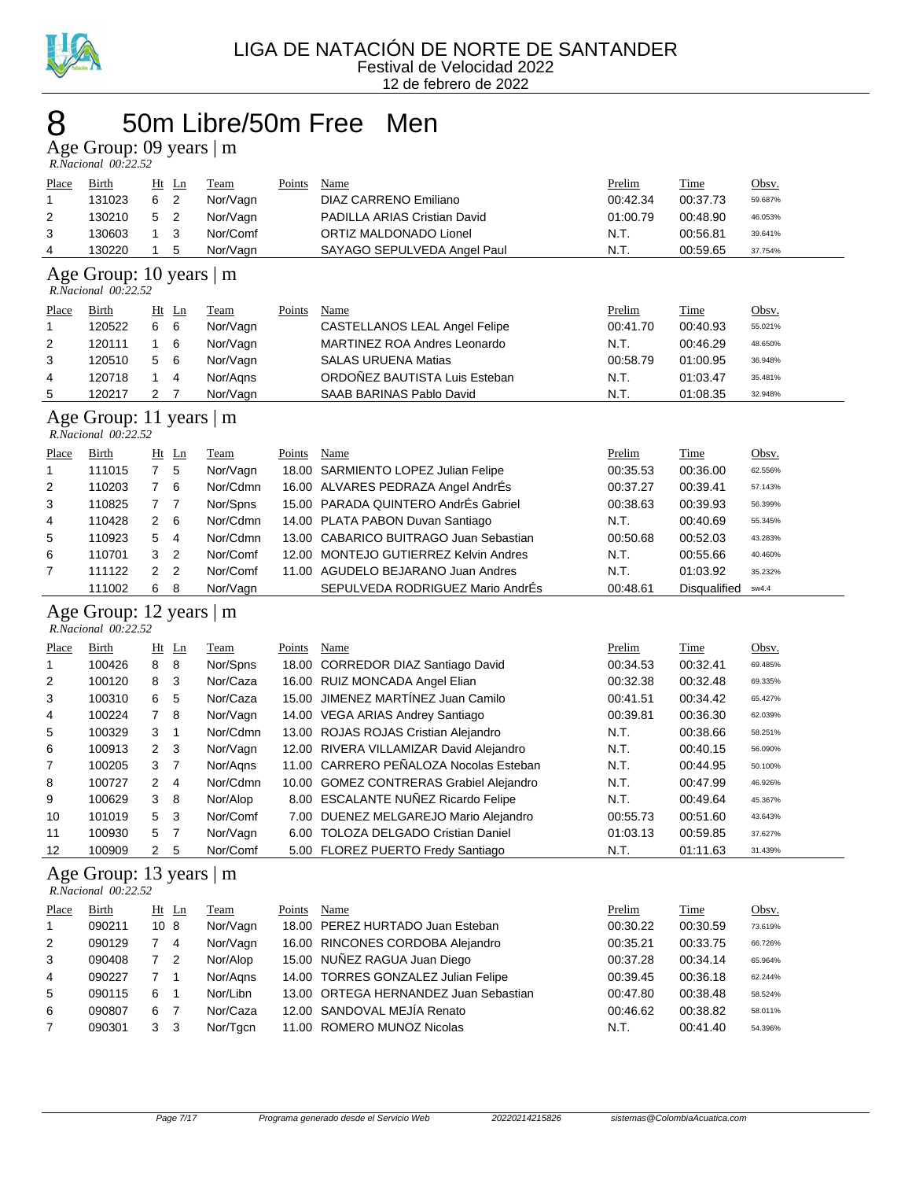LIGA DE NATACIÓN DE NORTE DE SANTANDER
Festival de Velocidad 2022
12 de febrero de 2022

# 8 50m Libre/50m Free Men

## Age Group: 09 years | m

*R.Nacional 00:22.52*

| Place | Birth | Ht | Ln | Team | Points | Name | Prelim | Time | Obsv. |
|---|---|---|---|---|---|---|---|---|---|
| 1 | 131023 | 6 | 2 | Nor/Vagn | | DIAZ CARRENO Emiliano | 00:42.34 | 00:37.73 | 59.687% |
| 2 | 130210 | 5 | 2 | Nor/Vagn | | PADILLA ARIAS Cristian David | 01:00.79 | 00:48.90 | 46.053% |
| 3 | 130603 | 1 | 3 | Nor/Comf | | ORTIZ MALDONADO Lionel | N.T. | 00:56.81 | 39.641% |
| 4 | 130220 | 1 | 5 | Nor/Vagn | | SAYAGO SEPULVEDA Angel Paul | N.T. | 00:59.65 | 37.754% |

## Age Group: 10 years | m

*R.Nacional 00:22.52*

| Place | Birth | Ht | Ln | Team | Points | Name | Prelim | Time | Obsv. |
|---|---|---|---|---|---|---|---|---|---|
| 1 | 120522 | 6 | 6 | Nor/Vagn | | CASTELLANOS LEAL Angel Felipe | 00:41.70 | 00:40.93 | 55.021% |
| 2 | 120111 | 1 | 6 | Nor/Vagn | | MARTINEZ ROA Andres Leonardo | N.T. | 00:46.29 | 48.650% |
| 3 | 120510 | 5 | 6 | Nor/Vagn | | SALAS URUENA Matias | 00:58.79 | 01:00.95 | 36.948% |
| 4 | 120718 | 1 | 4 | Nor/Aqns | | ORDOÑEZ BAUTISTA Luis Esteban | N.T. | 01:03.47 | 35.481% |
| 5 | 120217 | 2 | 7 | Nor/Vagn | | SAAB BARINAS Pablo David | N.T. | 01:08.35 | 32.948% |

## Age Group: 11 years | m

*R.Nacional 00:22.52*

| Place | Birth | Ht | Ln | Team | Points | Name | Prelim | Time | Obsv. |
|---|---|---|---|---|---|---|---|---|---|
| 1 | 111015 | 7 | 5 | Nor/Vagn | 18.00 | SARMIENTO LOPEZ Julian Felipe | 00:35.53 | 00:36.00 | 62.556% |
| 2 | 110203 | 7 | 6 | Nor/Cdmn | 16.00 | ALVARES PEDRAZA Angel AndrÉs | 00:37.27 | 00:39.41 | 57.143% |
| 3 | 110825 | 7 | 7 | Nor/Spns | 15.00 | PARADA QUINTERO AndrÉs Gabriel | 00:38.63 | 00:39.93 | 56.399% |
| 4 | 110428 | 2 | 6 | Nor/Cdmn | 14.00 | PLATA PABON Duvan Santiago | N.T. | 00:40.69 | 55.345% |
| 5 | 110923 | 5 | 4 | Nor/Cdmn | 13.00 | CABARICO BUITRAGO Juan Sebastian | 00:50.68 | 00:52.03 | 43.283% |
| 6 | 110701 | 3 | 2 | Nor/Comf | 12.00 | MONTEJO GUTIERREZ Kelvin Andres | N.T. | 00:55.66 | 40.460% |
| 7 | 111122 | 2 | 2 | Nor/Comf | 11.00 | AGUDELO BEJARANO Juan Andres | N.T. | 01:03.92 | 35.232% |
| | 111002 | 6 | 8 | Nor/Vagn | | SEPULVEDA RODRIGUEZ Mario AndrÉs | 00:48.61 | Disqualified | sw4.4 |

## Age Group: 12 years | m

*R.Nacional 00:22.52*

| Place | Birth | Ht | Ln | Team | Points | Name | Prelim | Time | Obsv. |
|---|---|---|---|---|---|---|---|---|---|
| 1 | 100426 | 8 | 8 | Nor/Spns | 18.00 | CORREDOR DIAZ Santiago David | 00:34.53 | 00:32.41 | 69.485% |
| 2 | 100120 | 8 | 3 | Nor/Caza | 16.00 | RUIZ MONCADA Angel Elian | 00:32.38 | 00:32.48 | 69.335% |
| 3 | 100310 | 6 | 5 | Nor/Caza | 15.00 | JIMENEZ MARTÍNEZ Juan Camilo | 00:41.51 | 00:34.42 | 65.427% |
| 4 | 100224 | 7 | 8 | Nor/Vagn | 14.00 | VEGA ARIAS Andrey Santiago | 00:39.81 | 00:36.30 | 62.039% |
| 5 | 100329 | 3 | 1 | Nor/Cdmn | 13.00 | ROJAS ROJAS Cristian Alejandro | N.T. | 00:38.66 | 58.251% |
| 6 | 100913 | 2 | 3 | Nor/Vagn | 12.00 | RIVERA VILLAMIZAR David Alejandro | N.T. | 00:40.15 | 56.090% |
| 7 | 100205 | 3 | 7 | Nor/Aqns | 11.00 | CARRERO PEÑALOZA Nocolas Esteban | N.T. | 00:44.95 | 50.100% |
| 8 | 100727 | 2 | 4 | Nor/Cdmn | 10.00 | GOMEZ CONTRERAS Grabiel Alejandro | N.T. | 00:47.99 | 46.926% |
| 9 | 100629 | 3 | 8 | Nor/Alop | 8.00 | ESCALANTE NUÑEZ Ricardo Felipe | N.T. | 00:49.64 | 45.367% |
| 10 | 101019 | 5 | 3 | Nor/Comf | 7.00 | DUENEZ MELGAREJO Mario Alejandro | 00:55.73 | 00:51.60 | 43.643% |
| 11 | 100930 | 5 | 7 | Nor/Vagn | 6.00 | TOLOZA DELGADO Cristian Daniel | 01:03.13 | 00:59.85 | 37.627% |
| 12 | 100909 | 2 | 5 | Nor/Comf | 5.00 | FLOREZ PUERTO Fredy Santiago | N.T. | 01:11.63 | 31.439% |

## Age Group: 13 years | m

*R.Nacional 00:22.52*

| Place | Birth | Ht | Ln | Team | Points | Name | Prelim | Time | Obsv. |
|---|---|---|---|---|---|---|---|---|---|
| 1 | 090211 | 10 | 8 | Nor/Vagn | 18.00 | PEREZ HURTADO Juan Esteban | 00:30.22 | 00:30.59 | 73.619% |
| 2 | 090129 | 7 | 4 | Nor/Vagn | 16.00 | RINCONES CORDOBA Alejandro | 00:35.21 | 00:33.75 | 66.726% |
| 3 | 090408 | 7 | 2 | Nor/Alop | 15.00 | NUÑEZ RAGUA Juan Diego | 00:37.28 | 00:34.14 | 65.964% |
| 4 | 090227 | 7 | 1 | Nor/Aqns | 14.00 | TORRES GONZALEZ Julian Felipe | 00:39.45 | 00:36.18 | 62.244% |
| 5 | 090115 | 6 | 1 | Nor/Libn | 13.00 | ORTEGA HERNANDEZ Juan Sebastian | 00:47.80 | 00:38.48 | 58.524% |
| 6 | 090807 | 6 | 7 | Nor/Caza | 12.00 | SANDOVAL MEJÍA Renato | 00:46.62 | 00:38.82 | 58.011% |
| 7 | 090301 | 3 | 3 | Nor/Tgcn | 11.00 | ROMERO MUNOZ Nicolas | N.T. | 00:41.40 | 54.396% |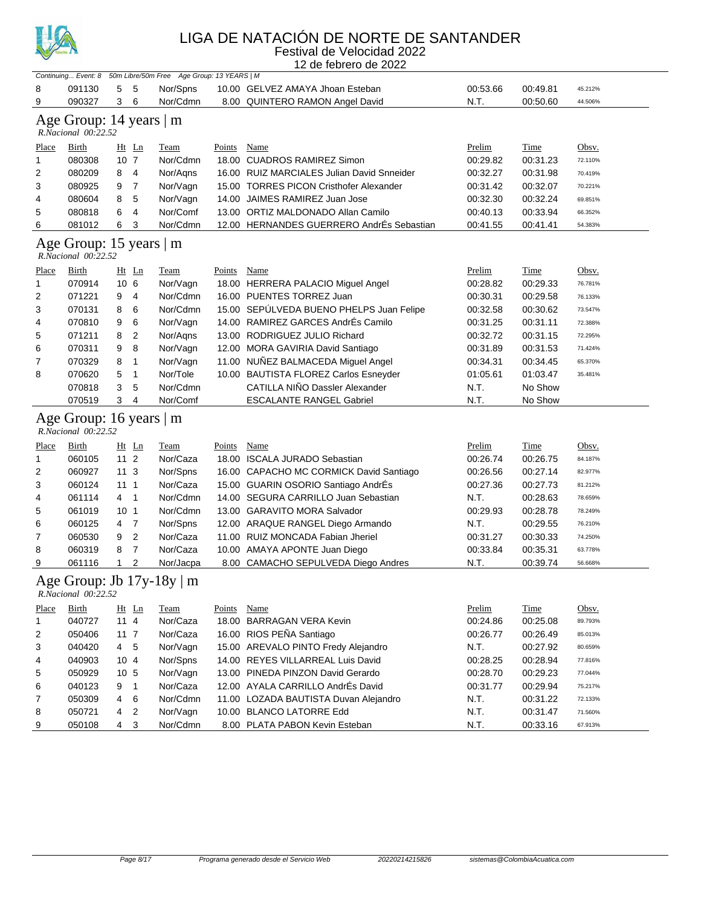# LIGA DE NATACIÓN DE NORTE DE SANTANDER

Festival de Velocidad 2022

12 de febrero de 2022

*Continuing... Event: 8 50m Libre/50m Free Age Group: 13 YEARS | M*

| Place | Birth | Ht | Ln | Team | Points | Name | Prelim | Time | Obsv. |
|---|---|---|---|---|---|---|---|---|---|
| 8 | 091130 | 5 | 5 | Nor/Spns | 10.00 | GELVEZ AMAYA Jhoan Esteban | 00:53.66 | 00:49.81 | 45.212% |
| 9 | 090327 | 3 | 6 | Nor/Cdmn | 8.00 | QUINTERO RAMON Angel David | N.T. | 00:50.60 | 44.506% |

## Age Group: 14 years | m

*R.Nacional 00:22.52*

| Place | Birth | Ht | Ln | Team | Points | Name | Prelim | Time | Obsv. |
|---|---|---|---|---|---|---|---|---|---|
| 1 | 080308 | 10 | 7 | Nor/Cdmn | 18.00 | CUADROS RAMIREZ Simon | 00:29.82 | 00:31.23 | 72.110% |
| 2 | 080209 | 8 | 4 | Nor/Aqns | 16.00 | RUIZ MARCIALES Julian David Snneider | 00:32.27 | 00:31.98 | 70.419% |
| 3 | 080925 | 9 | 7 | Nor/Vagn | 15.00 | TORRES PICON Cristhofer Alexander | 00:31.42 | 00:32.07 | 70.221% |
| 4 | 080604 | 8 | 5 | Nor/Vagn | 14.00 | JAIMES RAMIREZ Juan Jose | 00:32.30 | 00:32.24 | 69.851% |
| 5 | 080818 | 6 | 4 | Nor/Comf | 13.00 | ORTIZ MALDONADO Allan Camilo | 00:40.13 | 00:33.94 | 66.352% |
| 6 | 081012 | 6 | 3 | Nor/Cdmn | 12.00 | HERNANDES GUERRERO AndrÉs Sebastian | 00:41.55 | 00:41.41 | 54.383% |

## Age Group: 15 years | m

*R.Nacional 00:22.52*

| Place | Birth | Ht | Ln | Team | Points | Name | Prelim | Time | Obsv. |
|---|---|---|---|---|---|---|---|---|---|
| 1 | 070914 | 10 | 6 | Nor/Vagn | 18.00 | HERRERA PALACIO Miguel Angel | 00:28.82 | 00:29.33 | 76.781% |
| 2 | 071221 | 9 | 4 | Nor/Cdmn | 16.00 | PUENTES TORREZ Juan | 00:30.31 | 00:29.58 | 76.133% |
| 3 | 070131 | 8 | 6 | Nor/Cdmn | 15.00 | SEPÚLVEDA BUENO PHELPS Juan Felipe | 00:32.58 | 00:30.62 | 73.547% |
| 4 | 070810 | 9 | 6 | Nor/Vagn | 14.00 | RAMIREZ GARCES AndrÉs Camilo | 00:31.25 | 00:31.11 | 72.388% |
| 5 | 071211 | 8 | 2 | Nor/Aqns | 13.00 | RODRIGUEZ JULIO Richard | 00:32.72 | 00:31.15 | 72.295% |
| 6 | 070311 | 9 | 8 | Nor/Vagn | 12.00 | MORA GAVIRIA David Santiago | 00:31.89 | 00:31.53 | 71.424% |
| 7 | 070329 | 8 | 1 | Nor/Vagn | 11.00 | NUÑEZ BALMACEDA Miguel Angel | 00:34.31 | 00:34.45 | 65.370% |
| 8 | 070620 | 5 | 1 | Nor/Tole | 10.00 | BAUTISTA FLOREZ Carlos Esneyder | 01:05.61 | 01:03.47 | 35.481% |
| | 070818 | 3 | 5 | Nor/Cdmn | | CATILLA NIÑO Dassler Alexander | N.T. | No Show | |
| | 070519 | 3 | 4 | Nor/Comf | | ESCALANTE RANGEL Gabriel | N.T. | No Show | |

## Age Group: 16 years | m

*R.Nacional 00:22.52*

| Place | Birth | Ht | Ln | Team | Points | Name | Prelim | Time | Obsv. |
|---|---|---|---|---|---|---|---|---|---|
| 1 | 060105 | 11 | 2 | Nor/Caza | 18.00 | ISCALA JURADO Sebastian | 00:26.74 | 00:26.75 | 84.187% |
| 2 | 060927 | 11 | 3 | Nor/Spns | 16.00 | CAPACHO MC CORMICK David Santiago | 00:26.56 | 00:27.14 | 82.977% |
| 3 | 060124 | 11 | 1 | Nor/Caza | 15.00 | GUARIN OSORIO Santiago AndrÉs | 00:27.36 | 00:27.73 | 81.212% |
| 4 | 061114 | 4 | 1 | Nor/Cdmn | 14.00 | SEGURA CARRILLO Juan Sebastian | N.T. | 00:28.63 | 78.659% |
| 5 | 061019 | 10 | 1 | Nor/Cdmn | 13.00 | GARAVITO MORA Salvador | 00:29.93 | 00:28.78 | 78.249% |
| 6 | 060125 | 4 | 7 | Nor/Spns | 12.00 | ARAQUE RANGEL Diego Armando | N.T. | 00:29.55 | 76.210% |
| 7 | 060530 | 9 | 2 | Nor/Caza | 11.00 | RUIZ MONCADA Fabian Jheriel | 00:31.27 | 00:30.33 | 74.250% |
| 8 | 060319 | 8 | 7 | Nor/Caza | 10.00 | AMAYA APONTE Juan Diego | 00:33.84 | 00:35.31 | 63.778% |
| 9 | 061116 | 1 | 2 | Nor/Jacpa | 8.00 | CAMACHO SEPULVEDA Diego Andres | N.T. | 00:39.74 | 56.668% |

## Age Group: Jb 17y-18y | m

*R.Nacional 00:22.52*

| Place | Birth | Ht | Ln | Team | Points | Name | Prelim | Time | Obsv. |
|---|---|---|---|---|---|---|---|---|---|
| 1 | 040727 | 11 | 4 | Nor/Caza | 18.00 | BARRAGAN VERA Kevin | 00:24.86 | 00:25.08 | 89.793% |
| 2 | 050406 | 11 | 7 | Nor/Caza | 16.00 | RIOS PEÑA Santiago | 00:26.77 | 00:26.49 | 85.013% |
| 3 | 040420 | 4 | 5 | Nor/Vagn | 15.00 | AREVALO PINTO Fredy Alejandro | N.T. | 00:27.92 | 80.659% |
| 4 | 040903 | 10 | 4 | Nor/Spns | 14.00 | REYES VILLARREAL Luis David | 00:28.25 | 00:28.94 | 77.816% |
| 5 | 050929 | 10 | 5 | Nor/Vagn | 13.00 | PINEDA PINZON David Gerardo | 00:28.70 | 00:29.23 | 77.044% |
| 6 | 040123 | 9 | 1 | Nor/Caza | 12.00 | AYALA CARRILLO AndrÉs David | 00:31.77 | 00:29.94 | 75.217% |
| 7 | 050309 | 4 | 6 | Nor/Cdmn | 11.00 | LOZADA BAUTISTA Duvan Alejandro | N.T. | 00:31.22 | 72.133% |
| 8 | 050721 | 4 | 2 | Nor/Vagn | 10.00 | BLANCO LATORRE Edd | N.T. | 00:31.47 | 71.560% |
| 9 | 050108 | 4 | 3 | Nor/Cdmn | 8.00 | PLATA PABON Kevin Esteban | N.T. | 00:33.16 | 67.913% |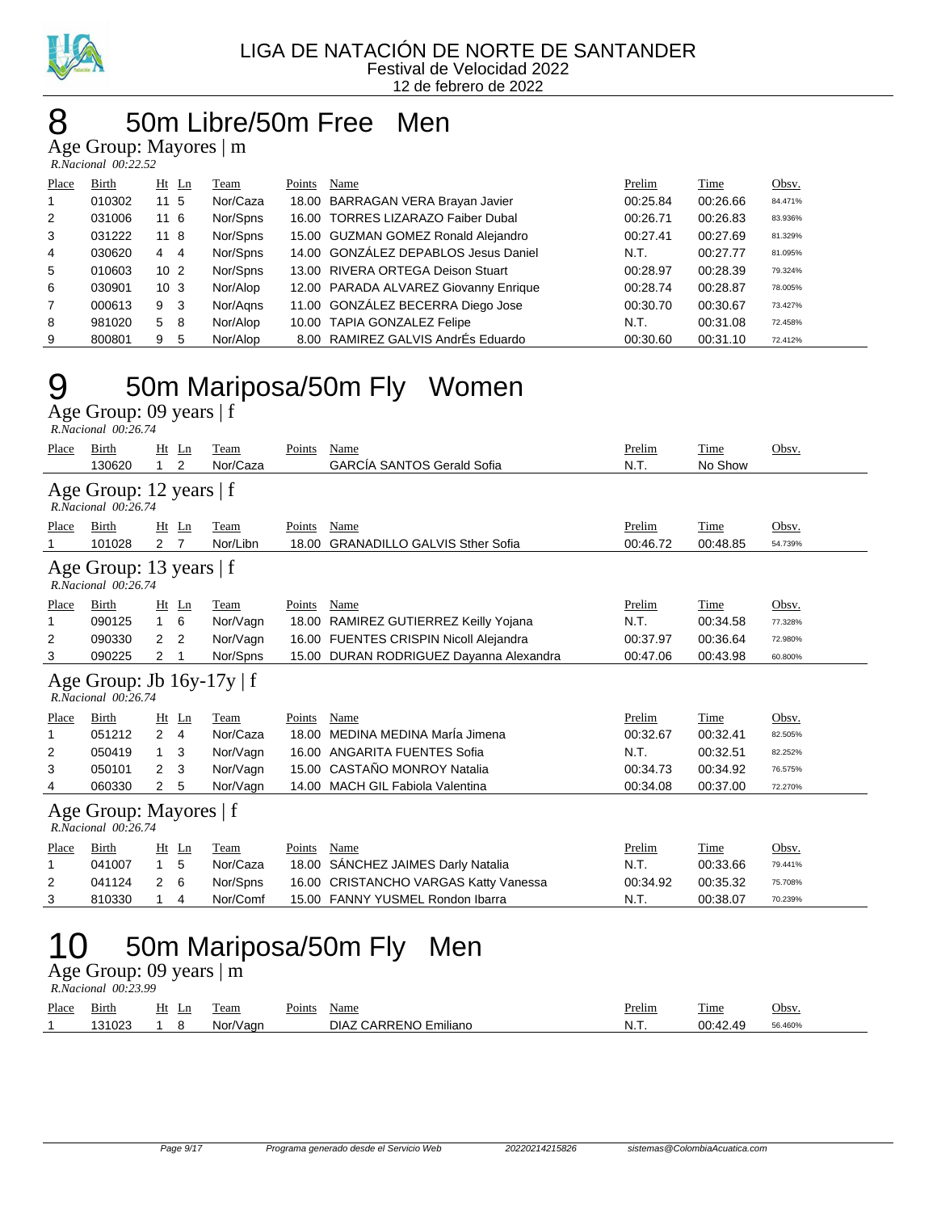LIGA DE NATACIÓN DE NORTE DE SANTANDER
Festival de Velocidad 2022
12 de febrero de 2022

# 8 50m Libre/50m Free Men

## Age Group: Mayores | m

*R.Nacional 00:22.52*

| Place | Birth | Ht | Ln | Team | Points | Name | Prelim | Time | Obsv. |
|---|---|---|---|---|---|---|---|---|---|
| 1 | 010302 | 11 | 5 | Nor/Caza | 18.00 | BARRAGAN VERA Brayan Javier | 00:25.84 | 00:26.66 | 84.471% |
| 2 | 031006 | 11 | 6 | Nor/Spns | 16.00 | TORRES LIZARAZO Faiber Dubal | 00:26.71 | 00:26.83 | 83.936% |
| 3 | 031222 | 11 | 8 | Nor/Spns | 15.00 | GUZMAN GOMEZ Ronald Alejandro | 00:27.41 | 00:27.69 | 81.329% |
| 4 | 030620 | 4 | 4 | Nor/Spns | 14.00 | GONZÁLEZ DEPABLOS Jesus Daniel | N.T. | 00:27.77 | 81.095% |
| 5 | 010603 | 10 | 2 | Nor/Spns | 13.00 | RIVERA ORTEGA Deison Stuart | 00:28.97 | 00:28.39 | 79.324% |
| 6 | 030901 | 10 | 3 | Nor/Alop | 12.00 | PARADA ALVAREZ Giovanny Enrique | 00:28.74 | 00:28.87 | 78.005% |
| 7 | 000613 | 9 | 3 | Nor/Aqns | 11.00 | GONZÁLEZ BECERRA Diego Jose | 00:30.70 | 00:30.67 | 73.427% |
| 8 | 981020 | 5 | 8 | Nor/Alop | 10.00 | TAPIA GONZALEZ Felipe | N.T. | 00:31.08 | 72.458% |
| 9 | 800801 | 9 | 5 | Nor/Alop | 8.00 | RAMIREZ GALVIS AndrÉs Eduardo | 00:30.60 | 00:31.10 | 72.412% |

# 9 50m Mariposa/50m Fly Women

## Age Group: 09 years | f

*R.Nacional 00:26.74*

| Place | Birth | Ht | Ln | Team | Points | Name | Prelim | Time | Obsv. |
|---|---|---|---|---|---|---|---|---|---|
| | 130620 | 1 | 2 | Nor/Caza | | GARCÍA SANTOS Gerald Sofia | N.T. | No Show | |

## Age Group: 12 years | f

*R.Nacional 00:26.74*

| Place | Birth | Ht | Ln | Team | Points | Name | Prelim | Time | Obsv. |
|---|---|---|---|---|---|---|---|---|---|
| 1 | 101028 | 2 | 7 | Nor/Libn | 18.00 | GRANADILLO GALVIS Sther Sofia | 00:46.72 | 00:48.85 | 54.739% |

## Age Group: 13 years | f

*R.Nacional 00:26.74*

| Place | Birth | Ht | Ln | Team | Points | Name | Prelim | Time | Obsv. |
|---|---|---|---|---|---|---|---|---|---|
| 1 | 090125 | 1 | 6 | Nor/Vagn | 18.00 | RAMIREZ GUTIERREZ Keilly Yojana | N.T. | 00:34.58 | 77.328% |
| 2 | 090330 | 2 | 2 | Nor/Vagn | 16.00 | FUENTES CRISPIN Nicoll Alejandra | 00:37.97 | 00:36.64 | 72.980% |
| 3 | 090225 | 2 | 1 | Nor/Spns | 15.00 | DURAN RODRIGUEZ Dayanna Alexandra | 00:47.06 | 00:43.98 | 60.800% |

## Age Group: Jb 16y-17y | f

*R.Nacional 00:26.74*

| Place | Birth | Ht | Ln | Team | Points | Name | Prelim | Time | Obsv. |
|---|---|---|---|---|---|---|---|---|---|
| 1 | 051212 | 2 | 4 | Nor/Caza | 18.00 | MEDINA MEDINA MarÍa Jimena | 00:32.67 | 00:32.41 | 82.505% |
| 2 | 050419 | 1 | 3 | Nor/Vagn | 16.00 | ANGARITA FUENTES Sofia | N.T. | 00:32.51 | 82.252% |
| 3 | 050101 | 2 | 3 | Nor/Vagn | 15.00 | CASTAÑO MONROY Natalia | 00:34.73 | 00:34.92 | 76.575% |
| 4 | 060330 | 2 | 5 | Nor/Vagn | 14.00 | MACH GIL Fabiola Valentina | 00:34.08 | 00:37.00 | 72.270% |

## Age Group: Mayores | f

*R.Nacional 00:26.74*

| Place | Birth | Ht | Ln | Team | Points | Name | Prelim | Time | Obsv. |
|---|---|---|---|---|---|---|---|---|---|
| 1 | 041007 | 1 | 5 | Nor/Caza | 18.00 | SÁNCHEZ JAIMES Darly Natalia | N.T. | 00:33.66 | 79.441% |
| 2 | 041124 | 2 | 6 | Nor/Spns | 16.00 | CRISTANCHO VARGAS Katty Vanessa | 00:34.92 | 00:35.32 | 75.708% |
| 3 | 810330 | 1 | 4 | Nor/Comf | 15.00 | FANNY YUSMEL Rondon Ibarra | N.T. | 00:38.07 | 70.239% |

# 10 50m Mariposa/50m Fly Men

## Age Group: 09 years | m

*R.Nacional 00:23.99*

| Place | Birth | Ht | Ln | Team | Points | Name | Prelim | Time | Obsv. |
|---|---|---|---|---|---|---|---|---|---|
| 1 | 131023 | 1 | 8 | Nor/Vagn | | DIAZ CARRENO Emiliano | N.T. | 00:42.49 | 56.460% |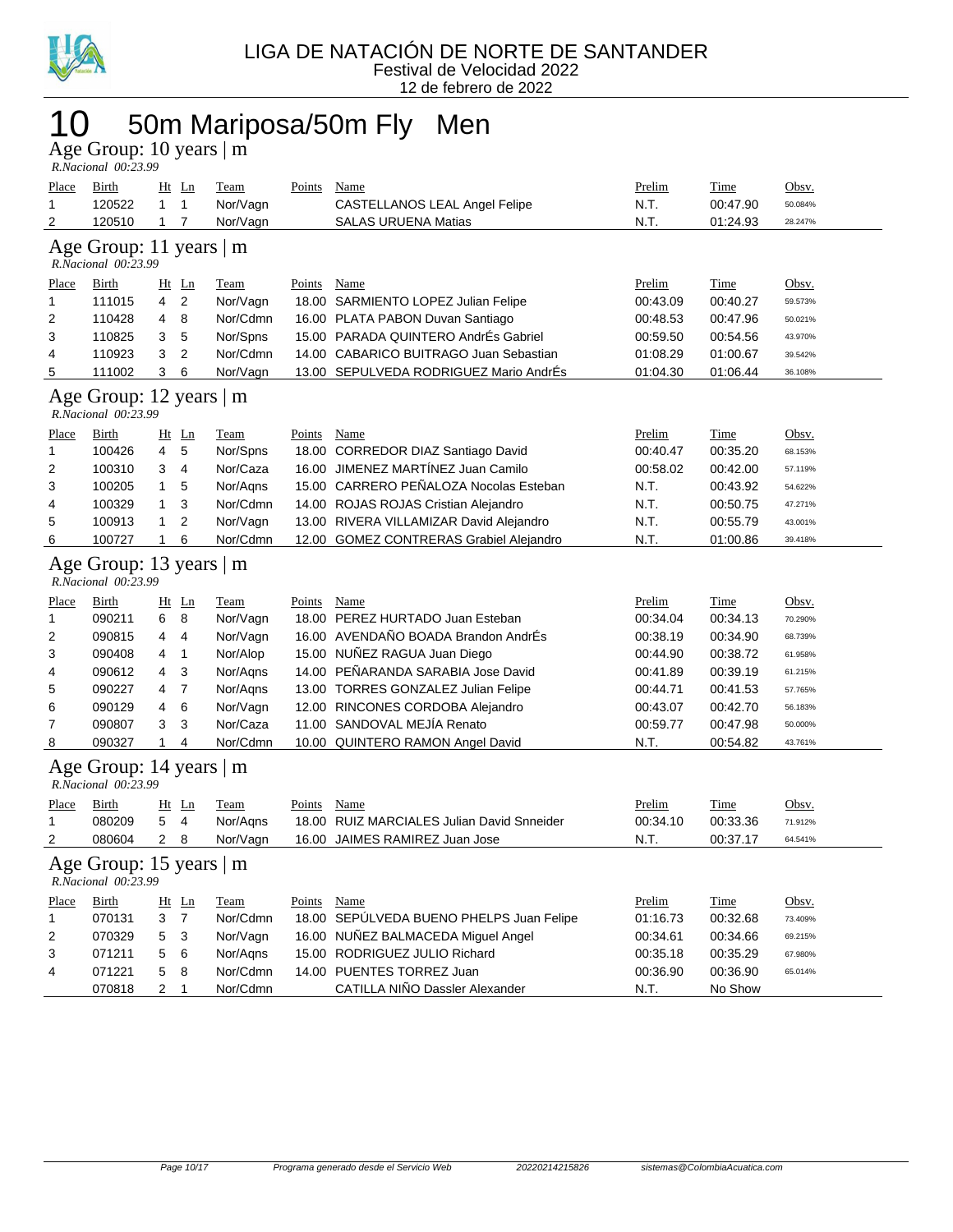LIGA DE NATACIÓN DE NORTE DE SANTANDER
Festival de Velocidad 2022
12 de febrero de 2022

# 10 50m Mariposa/50m Fly Men

## Age Group: 10 years | m

*R.Nacional 00:23.99*

| Place | Birth | Ht | Ln | Team | Points | Name | Prelim | Time | Obsv. |
|---|---|---|---|---|---|---|---|---|---|
| 1 | 120522 | 1 | 1 | Nor/Vagn | | CASTELLANOS LEAL Angel Felipe | N.T. | 00:47.90 | 50.084% |
| 2 | 120510 | 1 | 7 | Nor/Vagn | | SALAS URUENA Matias | N.T. | 01:24.93 | 28.247% |

## Age Group: 11 years | m

*R.Nacional 00:23.99*

| Place | Birth | Ht | Ln | Team | Points | Name | Prelim | Time | Obsv. |
|---|---|---|---|---|---|---|---|---|---|
| 1 | 111015 | 4 | 2 | Nor/Vagn | 18.00 | SARMIENTO LOPEZ Julian Felipe | 00:43.09 | 00:40.27 | 59.573% |
| 2 | 110428 | 4 | 8 | Nor/Cdmn | 16.00 | PLATA PABON Duvan Santiago | 00:48.53 | 00:47.96 | 50.021% |
| 3 | 110825 | 3 | 5 | Nor/Spns | 15.00 | PARADA QUINTERO AndrÉs Gabriel | 00:59.50 | 00:54.56 | 43.970% |
| 4 | 110923 | 3 | 2 | Nor/Cdmn | 14.00 | CABARICO BUITRAGO Juan Sebastian | 01:08.29 | 01:00.67 | 39.542% |
| 5 | 111002 | 3 | 6 | Nor/Vagn | 13.00 | SEPULVEDA RODRIGUEZ Mario AndrÉs | 01:04.30 | 01:06.44 | 36.108% |

## Age Group: 12 years | m

*R.Nacional 00:23.99*

| Place | Birth | Ht | Ln | Team | Points | Name | Prelim | Time | Obsv. |
|---|---|---|---|---|---|---|---|---|---|
| 1 | 100426 | 4 | 5 | Nor/Spns | 18.00 | CORREDOR DIAZ Santiago David | 00:40.47 | 00:35.20 | 68.153% |
| 2 | 100310 | 3 | 4 | Nor/Caza | 16.00 | JIMENEZ MARTÍNEZ Juan Camilo | 00:58.02 | 00:42.00 | 57.119% |
| 3 | 100205 | 1 | 5 | Nor/Aqns | 15.00 | CARRERO PEÑALOZA Nocolas Esteban | N.T. | 00:43.92 | 54.622% |
| 4 | 100329 | 1 | 3 | Nor/Cdmn | 14.00 | ROJAS ROJAS Cristian Alejandro | N.T. | 00:50.75 | 47.271% |
| 5 | 100913 | 1 | 2 | Nor/Vagn | 13.00 | RIVERA VILLAMIZAR David Alejandro | N.T. | 00:55.79 | 43.001% |
| 6 | 100727 | 1 | 6 | Nor/Cdmn | 12.00 | GOMEZ CONTRERAS Grabiel Alejandro | N.T. | 01:00.86 | 39.418% |

## Age Group: 13 years | m

*R.Nacional 00:23.99*

| Place | Birth | Ht | Ln | Team | Points | Name | Prelim | Time | Obsv. |
|---|---|---|---|---|---|---|---|---|---|
| 1 | 090211 | 6 | 8 | Nor/Vagn | 18.00 | PEREZ HURTADO Juan Esteban | 00:34.04 | 00:34.13 | 70.290% |
| 2 | 090815 | 4 | 4 | Nor/Vagn | 16.00 | AVENDAÑO BOADA Brandon AndrÉs | 00:38.19 | 00:34.90 | 68.739% |
| 3 | 090408 | 4 | 1 | Nor/Alop | 15.00 | NUÑEZ RAGUA Juan Diego | 00:44.90 | 00:38.72 | 61.958% |
| 4 | 090612 | 4 | 3 | Nor/Aqns | 14.00 | PEÑARANDA SARABIA Jose David | 00:41.89 | 00:39.19 | 61.215% |
| 5 | 090227 | 4 | 7 | Nor/Aqns | 13.00 | TORRES GONZALEZ Julian Felipe | 00:44.71 | 00:41.53 | 57.765% |
| 6 | 090129 | 4 | 6 | Nor/Vagn | 12.00 | RINCONES CORDOBA Alejandro | 00:43.07 | 00:42.70 | 56.183% |
| 7 | 090807 | 3 | 3 | Nor/Caza | 11.00 | SANDOVAL MEJÍA Renato | 00:59.77 | 00:47.98 | 50.000% |
| 8 | 090327 | 1 | 4 | Nor/Cdmn | 10.00 | QUINTERO RAMON Angel David | N.T. | 00:54.82 | 43.761% |

## Age Group: 14 years | m

*R.Nacional 00:23.99*

| Place | Birth | Ht | Ln | Team | Points | Name | Prelim | Time | Obsv. |
|---|---|---|---|---|---|---|---|---|---|
| 1 | 080209 | 5 | 4 | Nor/Aqns | 18.00 | RUIZ MARCIALES Julian David Snneider | 00:34.10 | 00:33.36 | 71.912% |
| 2 | 080604 | 2 | 8 | Nor/Vagn | 16.00 | JAIMES RAMIREZ Juan Jose | N.T. | 00:37.17 | 64.541% |

## Age Group: 15 years | m

*R.Nacional 00:23.99*

| Place | Birth | Ht | Ln | Team | Points | Name | Prelim | Time | Obsv. |
|---|---|---|---|---|---|---|---|---|---|
| 1 | 070131 | 3 | 7 | Nor/Cdmn | 18.00 | SEPÚLVEDA BUENO PHELPS Juan Felipe | 01:16.73 | 00:32.68 | 73.409% |
| 2 | 070329 | 5 | 3 | Nor/Vagn | 16.00 | NUÑEZ BALMACEDA Miguel Angel | 00:34.61 | 00:34.66 | 69.215% |
| 3 | 071211 | 5 | 6 | Nor/Aqns | 15.00 | RODRIGUEZ JULIO Richard | 00:35.18 | 00:35.29 | 67.980% |
| 4 | 071221 | 5 | 8 | Nor/Cdmn | 14.00 | PUENTES TORREZ Juan | 00:36.90 | 00:36.90 | 65.014% |
| | 070818 | 2 | 1 | Nor/Cdmn | | CATILLA NIÑO Dassler Alexander | N.T. | No Show | |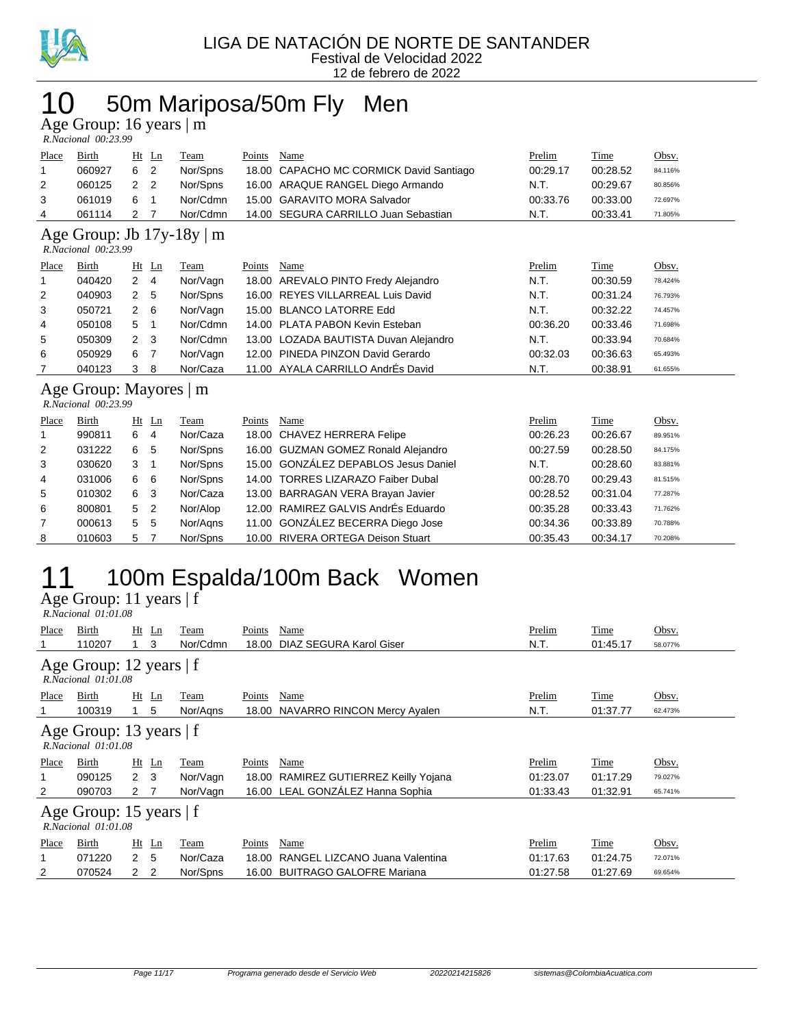LIGA DE NATACIÓN DE NORTE DE SANTANDER
Festival de Velocidad 2022
12 de febrero de 2022

# 10 50m Mariposa/50m Fly Men

## Age Group: 16 years | m

*R.Nacional 00:23.99*

| Place | Birth | Ht | Ln | Team | Points | Name | Prelim | Time | Obsv. |
|---|---|---|---|---|---|---|---|---|---|
| 1 | 060927 | 6 | 2 | Nor/Spns | 18.00 | CAPACHO MC CORMICK David Santiago | 00:29.17 | 00:28.52 | 84.116% |
| 2 | 060125 | 2 | 2 | Nor/Spns | 16.00 | ARAQUE RANGEL Diego Armando | N.T. | 00:29.67 | 80.856% |
| 3 | 061019 | 6 | 1 | Nor/Cdmn | 15.00 | GARAVITO MORA Salvador | 00:33.76 | 00:33.00 | 72.697% |
| 4 | 061114 | 2 | 7 | Nor/Cdmn | 14.00 | SEGURA CARRILLO Juan Sebastian | N.T. | 00:33.41 | 71.805% |

## Age Group: Jb 17y-18y | m

*R.Nacional 00:23.99*

| Place | Birth | Ht | Ln | Team | Points | Name | Prelim | Time | Obsv. |
|---|---|---|---|---|---|---|---|---|---|
| 1 | 040420 | 2 | 4 | Nor/Vagn | 18.00 | AREVALO PINTO Fredy Alejandro | N.T. | 00:30.59 | 78.424% |
| 2 | 040903 | 2 | 5 | Nor/Spns | 16.00 | REYES VILLARREAL Luis David | N.T. | 00:31.24 | 76.793% |
| 3 | 050721 | 2 | 6 | Nor/Vagn | 15.00 | BLANCO LATORRE Edd | N.T. | 00:32.22 | 74.457% |
| 4 | 050108 | 5 | 1 | Nor/Cdmn | 14.00 | PLATA PABON Kevin Esteban | 00:36.20 | 00:33.46 | 71.698% |
| 5 | 050309 | 2 | 3 | Nor/Cdmn | 13.00 | LOZADA BAUTISTA Duvan Alejandro | N.T. | 00:33.94 | 70.684% |
| 6 | 050929 | 6 | 7 | Nor/Vagn | 12.00 | PINEDA PINZON David Gerardo | 00:32.03 | 00:36.63 | 65.493% |
| 7 | 040123 | 3 | 8 | Nor/Caza | 11.00 | AYALA CARRILLO AndrÉs David | N.T. | 00:38.91 | 61.655% |

## Age Group: Mayores | m

*R.Nacional 00:23.99*

| Place | Birth | Ht | Ln | Team | Points | Name | Prelim | Time | Obsv. |
|---|---|---|---|---|---|---|---|---|---|
| 1 | 990811 | 6 | 4 | Nor/Caza | 18.00 | CHAVEZ HERRERA Felipe | 00:26.23 | 00:26.67 | 89.951% |
| 2 | 031222 | 6 | 5 | Nor/Spns | 16.00 | GUZMAN GOMEZ Ronald Alejandro | 00:27.59 | 00:28.50 | 84.175% |
| 3 | 030620 | 3 | 1 | Nor/Spns | 15.00 | GONZÁLEZ DEPABLOS Jesus Daniel | N.T. | 00:28.60 | 83.881% |
| 4 | 031006 | 6 | 6 | Nor/Spns | 14.00 | TORRES LIZARAZO Faiber Dubal | 00:28.70 | 00:29.43 | 81.515% |
| 5 | 010302 | 6 | 3 | Nor/Caza | 13.00 | BARRAGAN VERA Brayan Javier | 00:28.52 | 00:31.04 | 77.287% |
| 6 | 800801 | 5 | 2 | Nor/Alop | 12.00 | RAMIREZ GALVIS AndrÉs Eduardo | 00:35.28 | 00:33.43 | 71.762% |
| 7 | 000613 | 5 | 5 | Nor/Aqns | 11.00 | GONZÁLEZ BECERRA Diego Jose | 00:34.36 | 00:33.89 | 70.788% |
| 8 | 010603 | 5 | 7 | Nor/Spns | 10.00 | RIVERA ORTEGA Deison Stuart | 00:35.43 | 00:34.17 | 70.208% |

# 11 100m Espalda/100m Back Women

## Age Group: 11 years | f

*R.Nacional 01:01.08*

| Place | Birth | Ht | Ln | Team | Points | Name | Prelim | Time | Obsv. |
|---|---|---|---|---|---|---|---|---|---|
| 1 | 110207 | 1 | 3 | Nor/Cdmn | 18.00 | DIAZ SEGURA Karol Giser | N.T. | 01:45.17 | 58.077% |

## Age Group: 12 years | f

*R.Nacional 01:01.08*

| Place | Birth | Ht | Ln | Team | Points | Name | Prelim | Time | Obsv. |
|---|---|---|---|---|---|---|---|---|---|
| 1 | 100319 | 1 | 5 | Nor/Aqns | 18.00 | NAVARRO RINCON Mercy Ayalen | N.T. | 01:37.77 | 62.473% |

## Age Group: 13 years | f

*R.Nacional 01:01.08*

| Place | Birth | Ht | Ln | Team | Points | Name | Prelim | Time | Obsv. |
|---|---|---|---|---|---|---|---|---|---|
| 1 | 090125 | 2 | 3 | Nor/Vagn | 18.00 | RAMIREZ GUTIERREZ Keilly Yojana | 01:23.07 | 01:17.29 | 79.027% |
| 2 | 090703 | 2 | 7 | Nor/Vagn | 16.00 | LEAL GONZÁLEZ Hanna Sophia | 01:33.43 | 01:32.91 | 65.741% |

## Age Group: 15 years | f

*R.Nacional 01:01.08*

| Place | Birth | Ht | Ln | Team | Points | Name | Prelim | Time | Obsv. |
|---|---|---|---|---|---|---|---|---|---|
| 1 | 071220 | 2 | 5 | Nor/Caza | 18.00 | RANGEL LIZCANO Juana Valentina | 01:17.63 | 01:24.75 | 72.071% |
| 2 | 070524 | 2 | 2 | Nor/Spns | 16.00 | BUITRAGO GALOFRE Mariana | 01:27.58 | 01:27.69 | 69.654% |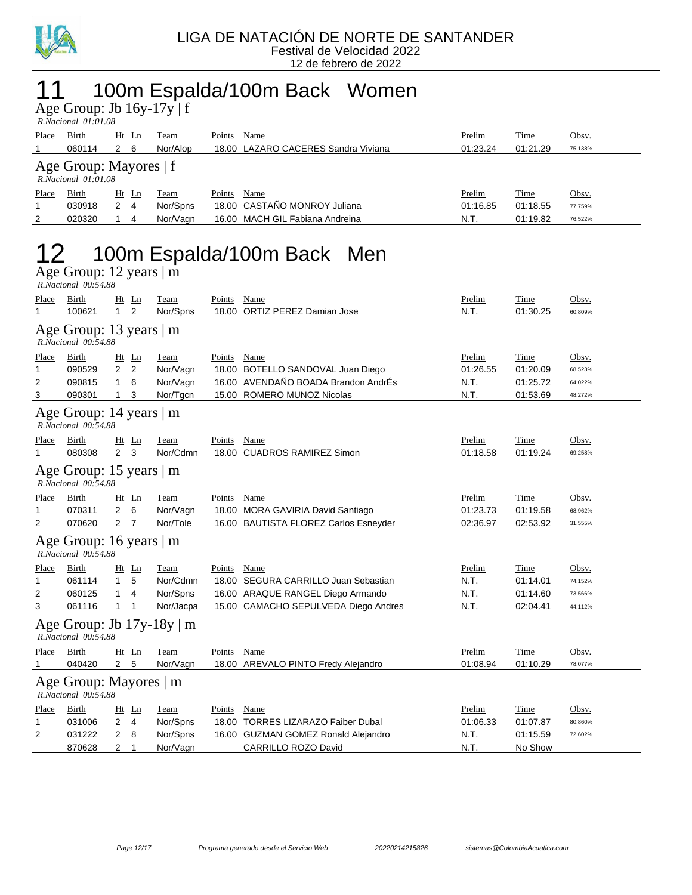LIGA DE NATACIÓN DE NORTE DE SANTANDER
Festival de Velocidad 2022
12 de febrero de 2022

# 11 100m Espalda/100m Back Women

## Age Group: Jb 16y-17y | f

*R.Nacional 01:01.08*

| Place | Birth | Ht | Ln | Team | Points | Name | Prelim | Time | Obsv. |
|---|---|---|---|---|---|---|---|---|---|
| 1 | 060114 | 2 | 6 | Nor/Alop | 18.00 | LAZARO CACERES Sandra Viviana | 01:23.24 | 01:21.29 | 75.138% |

## Age Group: Mayores | f

*R.Nacional 01:01.08*

| Place | Birth | Ht | Ln | Team | Points | Name | Prelim | Time | Obsv. |
|---|---|---|---|---|---|---|---|---|---|
| 1 | 030918 | 2 | 4 | Nor/Spns | 18.00 | CASTAÑO MONROY Juliana | 01:16.85 | 01:18.55 | 77.759% |
| 2 | 020320 | 1 | 4 | Nor/Vagn | 16.00 | MACH GIL Fabiana Andreina | N.T. | 01:19.82 | 76.522% |

# 12 100m Espalda/100m Back Men

## Age Group: 12 years | m

*R.Nacional 00:54.88*

| Place | Birth | Ht | Ln | Team | Points | Name | Prelim | Time | Obsv. |
|---|---|---|---|---|---|---|---|---|---|
| 1 | 100621 | 1 | 2 | Nor/Spns | 18.00 | ORTIZ PEREZ Damian Jose | N.T. | 01:30.25 | 60.809% |

## Age Group: 13 years | m

*R.Nacional 00:54.88*

| Place | Birth | Ht | Ln | Team | Points | Name | Prelim | Time | Obsv. |
|---|---|---|---|---|---|---|---|---|---|
| 1 | 090529 | 2 | 2 | Nor/Vagn | 18.00 | BOTELLO SANDOVAL Juan Diego | 01:26.55 | 01:20.09 | 68.523% |
| 2 | 090815 | 1 | 6 | Nor/Vagn | 16.00 | AVENDAÑO BOADA Brandon AndrÉs | N.T. | 01:25.72 | 64.022% |
| 3 | 090301 | 1 | 3 | Nor/Tgcn | 15.00 | ROMERO MUNOZ Nicolas | N.T. | 01:53.69 | 48.272% |

## Age Group: 14 years | m

*R.Nacional 00:54.88*

| Place | Birth | Ht | Ln | Team | Points | Name | Prelim | Time | Obsv. |
|---|---|---|---|---|---|---|---|---|---|
| 1 | 080308 | 2 | 3 | Nor/Cdmn | 18.00 | CUADROS RAMIREZ Simon | 01:18.58 | 01:19.24 | 69.258% |

## Age Group: 15 years | m

*R.Nacional 00:54.88*

| Place | Birth | Ht | Ln | Team | Points | Name | Prelim | Time | Obsv. |
|---|---|---|---|---|---|---|---|---|---|
| 1 | 070311 | 2 | 6 | Nor/Vagn | 18.00 | MORA GAVIRIA David Santiago | 01:23.73 | 01:19.58 | 68.962% |
| 2 | 070620 | 2 | 7 | Nor/Tole | 16.00 | BAUTISTA FLOREZ Carlos Esneyder | 02:36.97 | 02:53.92 | 31.555% |

## Age Group: 16 years | m

*R.Nacional 00:54.88*

| Place | Birth | Ht | Ln | Team | Points | Name | Prelim | Time | Obsv. |
|---|---|---|---|---|---|---|---|---|---|
| 1 | 061114 | 1 | 5 | Nor/Cdmn | 18.00 | SEGURA CARRILLO Juan Sebastian | N.T. | 01:14.01 | 74.152% |
| 2 | 060125 | 1 | 4 | Nor/Spns | 16.00 | ARAQUE RANGEL Diego Armando | N.T. | 01:14.60 | 73.566% |
| 3 | 061116 | 1 | 1 | Nor/Jacpa | 15.00 | CAMACHO SEPULVEDA Diego Andres | N.T. | 02:04.41 | 44.112% |

## Age Group: Jb 17y-18y | m

*R.Nacional 00:54.88*

| Place | Birth | Ht | Ln | Team | Points | Name | Prelim | Time | Obsv. |
|---|---|---|---|---|---|---|---|---|---|
| 1 | 040420 | 2 | 5 | Nor/Vagn | 18.00 | AREVALO PINTO Fredy Alejandro | 01:08.94 | 01:10.29 | 78.077% |

## Age Group: Mayores | m

*R.Nacional 00:54.88*

| Place | Birth | Ht | Ln | Team | Points | Name | Prelim | Time | Obsv. |
|---|---|---|---|---|---|---|---|---|---|
| 1 | 031006 | 2 | 4 | Nor/Spns | 18.00 | TORRES LIZARAZO Faiber Dubal | 01:06.33 | 01:07.87 | 80.860% |
| 2 | 031222 | 2 | 8 | Nor/Spns | 16.00 | GUZMAN GOMEZ Ronald Alejandro | N.T. | 01:15.59 | 72.602% |
| | 870628 | 2 | 1 | Nor/Vagn | | CARRILLO ROZO David | N.T. | No Show | |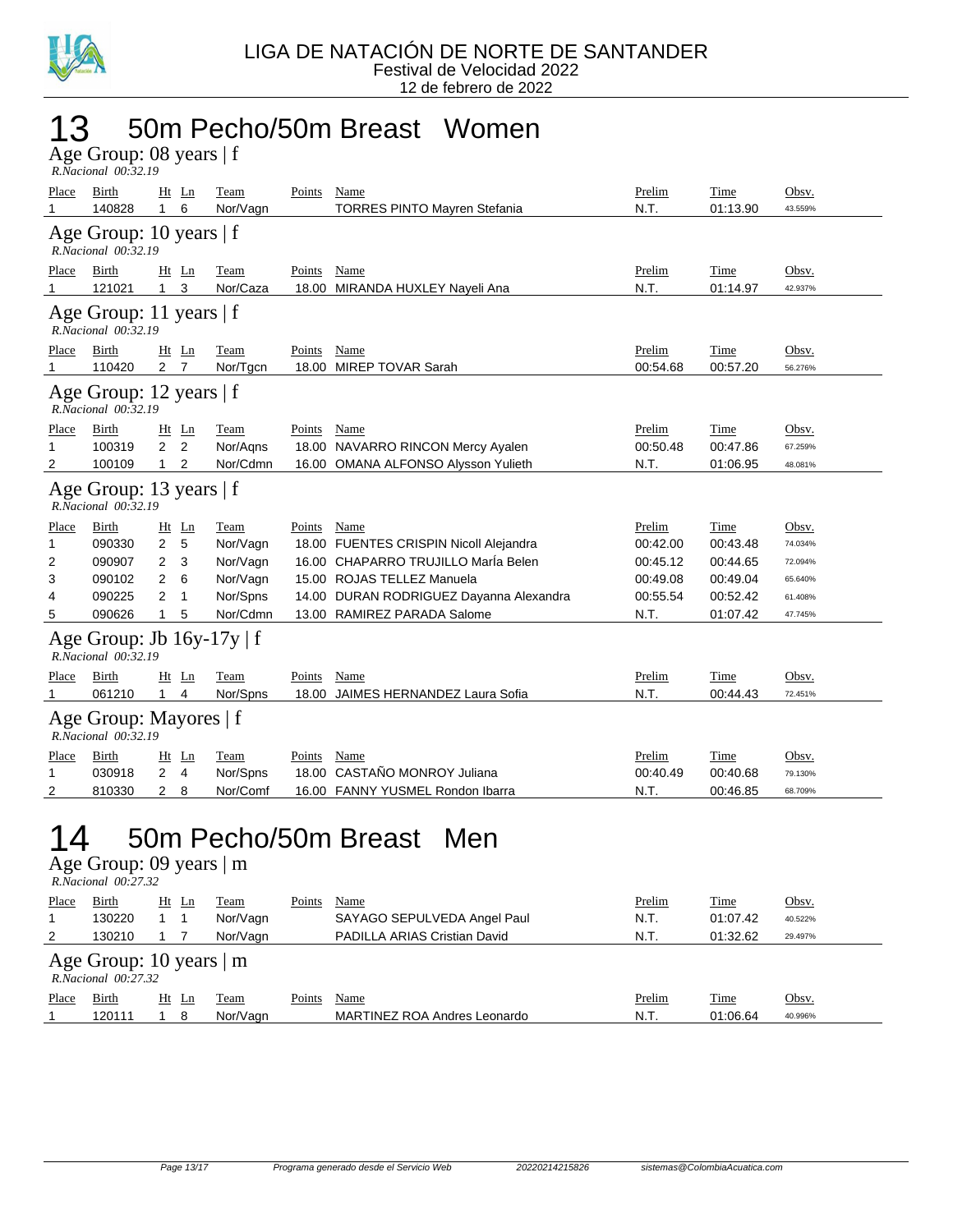LIGA DE NATACIÓN DE NORTE DE SANTANDER
Festival de Velocidad 2022
12 de febrero de 2022

# 13 50m Pecho/50m Breast Women

## Age Group: 08 years | f

*R.Nacional 00:32.19*

| Place | Birth | Ht | Ln | Team | Points | Name | Prelim | Time | Obsv. |
|---|---|---|---|---|---|---|---|---|---|
| 1 | 140828 | 1 | 6 | Nor/Vagn | | TORRES PINTO Mayren Stefania | N.T. | 01:13.90 | 43.559% |

## Age Group: 10 years | f

*R.Nacional 00:32.19*

| Place | Birth | Ht | Ln | Team | Points | Name | Prelim | Time | Obsv. |
|---|---|---|---|---|---|---|---|---|---|
| 1 | 121021 | 1 | 3 | Nor/Caza | 18.00 | MIRANDA HUXLEY Nayeli Ana | N.T. | 01:14.97 | 42.937% |

## Age Group: 11 years | f

*R.Nacional 00:32.19*

| Place | Birth | Ht | Ln | Team | Points | Name | Prelim | Time | Obsv. |
|---|---|---|---|---|---|---|---|---|---|
| 1 | 110420 | 2 | 7 | Nor/Tgcn | 18.00 | MIREP TOVAR Sarah | 00:54.68 | 00:57.20 | 56.276% |

## Age Group: 12 years | f

*R.Nacional 00:32.19*

| Place | Birth | Ht | Ln | Team | Points | Name | Prelim | Time | Obsv. |
|---|---|---|---|---|---|---|---|---|---|
| 1 | 100319 | 2 | 2 | Nor/Aqns | 18.00 | NAVARRO RINCON Mercy Ayalen | 00:50.48 | 00:47.86 | 67.259% |
| 2 | 100109 | 1 | 2 | Nor/Cdmn | 16.00 | OMANA ALFONSO Alysson Yulieth | N.T. | 01:06.95 | 48.081% |

## Age Group: 13 years | f

*R.Nacional 00:32.19*

| Place | Birth | Ht | Ln | Team | Points | Name | Prelim | Time | Obsv. |
|---|---|---|---|---|---|---|---|---|---|
| 1 | 090330 | 2 | 5 | Nor/Vagn | 18.00 | FUENTES CRISPIN Nicoll Alejandra | 00:42.00 | 00:43.48 | 74.034% |
| 2 | 090907 | 2 | 3 | Nor/Vagn | 16.00 | CHAPARRO TRUJILLO MarÍa Belen | 00:45.12 | 00:44.65 | 72.094% |
| 3 | 090102 | 2 | 6 | Nor/Vagn | 15.00 | ROJAS TELLEZ Manuela | 00:49.08 | 00:49.04 | 65.640% |
| 4 | 090225 | 2 | 1 | Nor/Spns | 14.00 | DURAN RODRIGUEZ Dayanna Alexandra | 00:55.54 | 00:52.42 | 61.408% |
| 5 | 090626 | 1 | 5 | Nor/Cdmn | 13.00 | RAMIREZ PARADA Salome | N.T. | 01:07.42 | 47.745% |

## Age Group: Jb 16y-17y | f

*R.Nacional 00:32.19*

| Place | Birth | Ht | Ln | Team | Points | Name | Prelim | Time | Obsv. |
|---|---|---|---|---|---|---|---|---|---|
| 1 | 061210 | 1 | 4 | Nor/Spns | 18.00 | JAIMES HERNANDEZ Laura Sofia | N.T. | 00:44.43 | 72.451% |

## Age Group: Mayores | f

*R.Nacional 00:32.19*

| Place | Birth | Ht | Ln | Team | Points | Name | Prelim | Time | Obsv. |
|---|---|---|---|---|---|---|---|---|---|
| 1 | 030918 | 2 | 4 | Nor/Spns | 18.00 | CASTAÑO MONROY Juliana | 00:40.49 | 00:40.68 | 79.130% |
| 2 | 810330 | 2 | 8 | Nor/Comf | 16.00 | FANNY YUSMEL Rondon Ibarra | N.T. | 00:46.85 | 68.709% |

# 14 50m Pecho/50m Breast Men

## Age Group: 09 years | m

*R.Nacional 00:27.32*

| Place | Birth | Ht | Ln | Team | Points | Name | Prelim | Time | Obsv. |
|---|---|---|---|---|---|---|---|---|---|
| 1 | 130220 | 1 | 1 | Nor/Vagn | | SAYAGO SEPULVEDA Angel Paul | N.T. | 01:07.42 | 40.522% |
| 2 | 130210 | 1 | 7 | Nor/Vagn | | PADILLA ARIAS Cristian David | N.T. | 01:32.62 | 29.497% |

## Age Group: 10 years | m

*R.Nacional 00:27.32*

| Place | Birth | Ht | Ln | Team | Points | Name | Prelim | Time | Obsv. |
|---|---|---|---|---|---|---|---|---|---|
| 1 | 120111 | 1 | 8 | Nor/Vagn | | MARTINEZ ROA Andres Leonardo | N.T. | 01:06.64 | 40.996% |

Programa generado desde el Servicio Web 20220214215826 sistemas@ColombiaAcuatica.com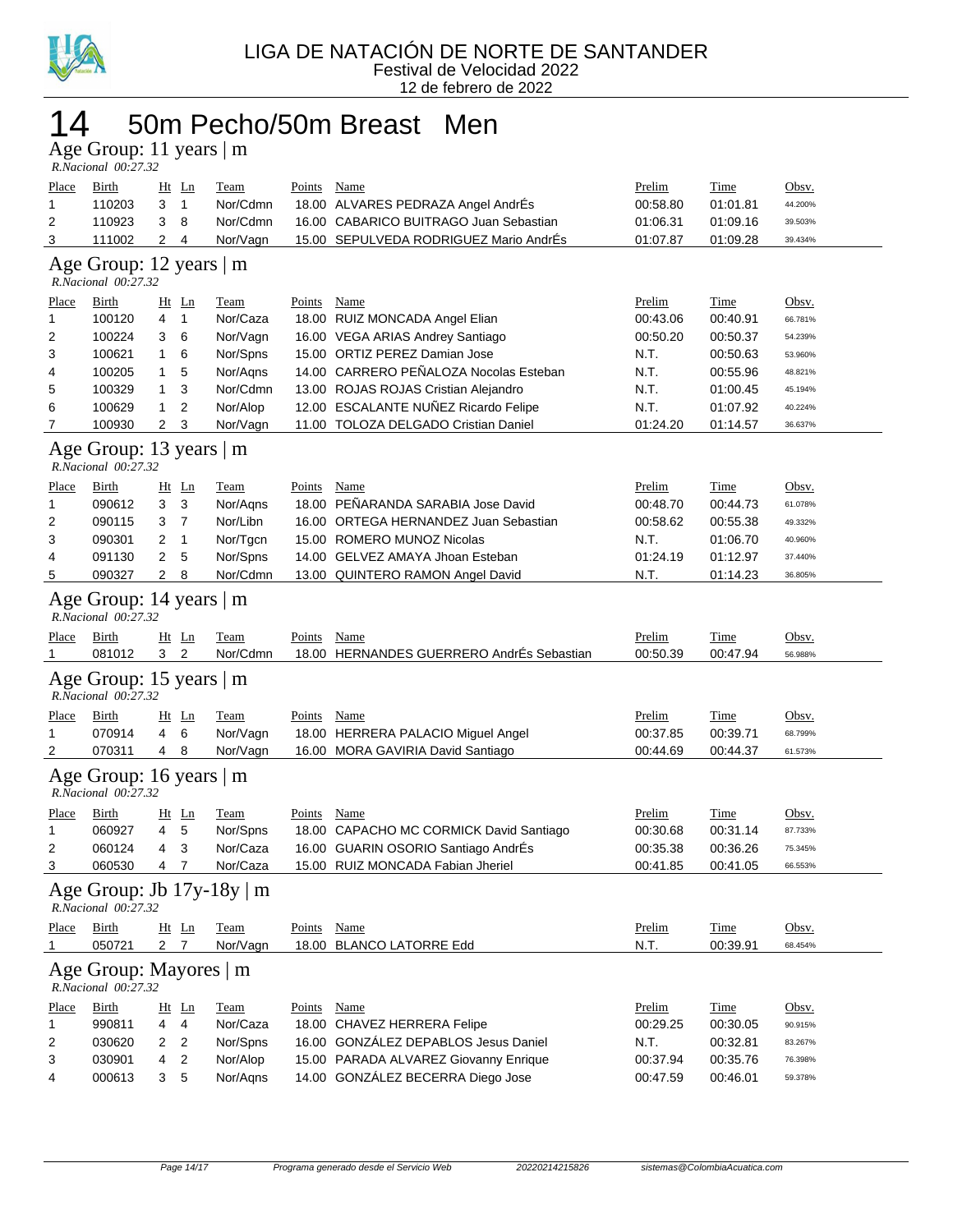LIGA DE NATACIÓN DE NORTE DE SANTANDER
Festival de Velocidad 2022
12 de febrero de 2022

# 14 50m Pecho/50m Breast Men

## Age Group: 11 years | m
*R.Nacional 00:27.32*

| Place | Birth | Ht | Ln | Team | Points | Name | Prelim | Time | Obsv. |
|---|---|---|---|---|---|---|---|---|---|
| 1 | 110203 | 3 | 1 | Nor/Cdmn | 18.00 | ALVARES PEDRAZA Angel AndrÉs | 00:58.80 | 01:01.81 | 44.200% |
| 2 | 110923 | 3 | 8 | Nor/Cdmn | 16.00 | CABARICO BUITRAGO Juan Sebastian | 01:06.31 | 01:09.16 | 39.503% |
| 3 | 111002 | 2 | 4 | Nor/Vagn | 15.00 | SEPULVEDA RODRIGUEZ Mario AndrÉs | 01:07.87 | 01:09.28 | 39.434% |

## Age Group: 12 years | m
*R.Nacional 00:27.32*

| Place | Birth | Ht | Ln | Team | Points | Name | Prelim | Time | Obsv. |
|---|---|---|---|---|---|---|---|---|---|
| 1 | 100120 | 4 | 1 | Nor/Caza | 18.00 | RUIZ MONCADA Angel Elian | 00:43.06 | 00:40.91 | 66.781% |
| 2 | 100224 | 3 | 6 | Nor/Vagn | 16.00 | VEGA ARIAS Andrey Santiago | 00:50.20 | 00:50.37 | 54.239% |
| 3 | 100621 | 1 | 6 | Nor/Spns | 15.00 | ORTIZ PEREZ Damian Jose | N.T. | 00:50.63 | 53.960% |
| 4 | 100205 | 1 | 5 | Nor/Aqns | 14.00 | CARRERO PEÑALOZA Nocolas Esteban | N.T. | 00:55.96 | 48.821% |
| 5 | 100329 | 1 | 3 | Nor/Cdmn | 13.00 | ROJAS ROJAS Cristian Alejandro | N.T. | 01:00.45 | 45.194% |
| 6 | 100629 | 1 | 2 | Nor/Alop | 12.00 | ESCALANTE NUÑEZ Ricardo Felipe | N.T. | 01:07.92 | 40.224% |
| 7 | 100930 | 2 | 3 | Nor/Vagn | 11.00 | TOLOZA DELGADO Cristian Daniel | 01:24.20 | 01:14.57 | 36.637% |

## Age Group: 13 years | m
*R.Nacional 00:27.32*

| Place | Birth | Ht | Ln | Team | Points | Name | Prelim | Time | Obsv. |
|---|---|---|---|---|---|---|---|---|---|
| 1 | 090612 | 3 | 3 | Nor/Aqns | 18.00 | PEÑARANDA SARABIA Jose David | 00:48.70 | 00:44.73 | 61.078% |
| 2 | 090115 | 3 | 7 | Nor/Libn | 16.00 | ORTEGA HERNANDEZ Juan Sebastian | 00:58.62 | 00:55.38 | 49.332% |
| 3 | 090301 | 2 | 1 | Nor/Tgcn | 15.00 | ROMERO MUNOZ Nicolas | N.T. | 01:06.70 | 40.960% |
| 4 | 091130 | 2 | 5 | Nor/Spns | 14.00 | GELVEZ AMAYA Jhoan Esteban | 01:24.19 | 01:12.97 | 37.440% |
| 5 | 090327 | 2 | 8 | Nor/Cdmn | 13.00 | QUINTERO RAMON Angel David | N.T. | 01:14.23 | 36.805% |

## Age Group: 14 years | m
*R.Nacional 00:27.32*

| Place | Birth | Ht | Ln | Team | Points | Name | Prelim | Time | Obsv. |
|---|---|---|---|---|---|---|---|---|---|
| 1 | 081012 | 3 | 2 | Nor/Cdmn | 18.00 | HERNANDES GUERRERO AndrÉs Sebastian | 00:50.39 | 00:47.94 | 56.988% |

## Age Group: 15 years | m
*R.Nacional 00:27.32*

| Place | Birth | Ht | Ln | Team | Points | Name | Prelim | Time | Obsv. |
|---|---|---|---|---|---|---|---|---|---|
| 1 | 070914 | 4 | 6 | Nor/Vagn | 18.00 | HERRERA PALACIO Miguel Angel | 00:37.85 | 00:39.71 | 68.799% |
| 2 | 070311 | 4 | 8 | Nor/Vagn | 16.00 | MORA GAVIRIA David Santiago | 00:44.69 | 00:44.37 | 61.573% |

## Age Group: 16 years | m
*R.Nacional 00:27.32*

| Place | Birth | Ht | Ln | Team | Points | Name | Prelim | Time | Obsv. |
|---|---|---|---|---|---|---|---|---|---|
| 1 | 060927 | 4 | 5 | Nor/Spns | 18.00 | CAPACHO MC CORMICK David Santiago | 00:30.68 | 00:31.14 | 87.733% |
| 2 | 060124 | 4 | 3 | Nor/Caza | 16.00 | GUARIN OSORIO Santiago AndrÉs | 00:35.38 | 00:36.26 | 75.345% |
| 3 | 060530 | 4 | 7 | Nor/Caza | 15.00 | RUIZ MONCADA Fabian Jheriel | 00:41.85 | 00:41.05 | 66.553% |

## Age Group: Jb 17y-18y | m
*R.Nacional 00:27.32*

| Place | Birth | Ht | Ln | Team | Points | Name | Prelim | Time | Obsv. |
|---|---|---|---|---|---|---|---|---|---|
| 1 | 050721 | 2 | 7 | Nor/Vagn | 18.00 | BLANCO LATORRE Edd | N.T. | 00:39.91 | 68.454% |

## Age Group: Mayores | m
*R.Nacional 00:27.32*

| Place | Birth | Ht | Ln | Team | Points | Name | Prelim | Time | Obsv. |
|---|---|---|---|---|---|---|---|---|---|
| 1 | 990811 | 4 | 4 | Nor/Caza | 18.00 | CHAVEZ HERRERA Felipe | 00:29.25 | 00:30.05 | 90.915% |
| 2 | 030620 | 2 | 2 | Nor/Spns | 16.00 | GONZÁLEZ DEPABLOS Jesus Daniel | N.T. | 00:32.81 | 83.267% |
| 3 | 030901 | 4 | 2 | Nor/Alop | 15.00 | PARADA ALVAREZ Giovanny Enrique | 00:37.94 | 00:35.76 | 76.398% |
| 4 | 000613 | 3 | 5 | Nor/Aqns | 14.00 | GONZÁLEZ BECERRA Diego Jose | 00:47.59 | 00:46.01 | 59.378% |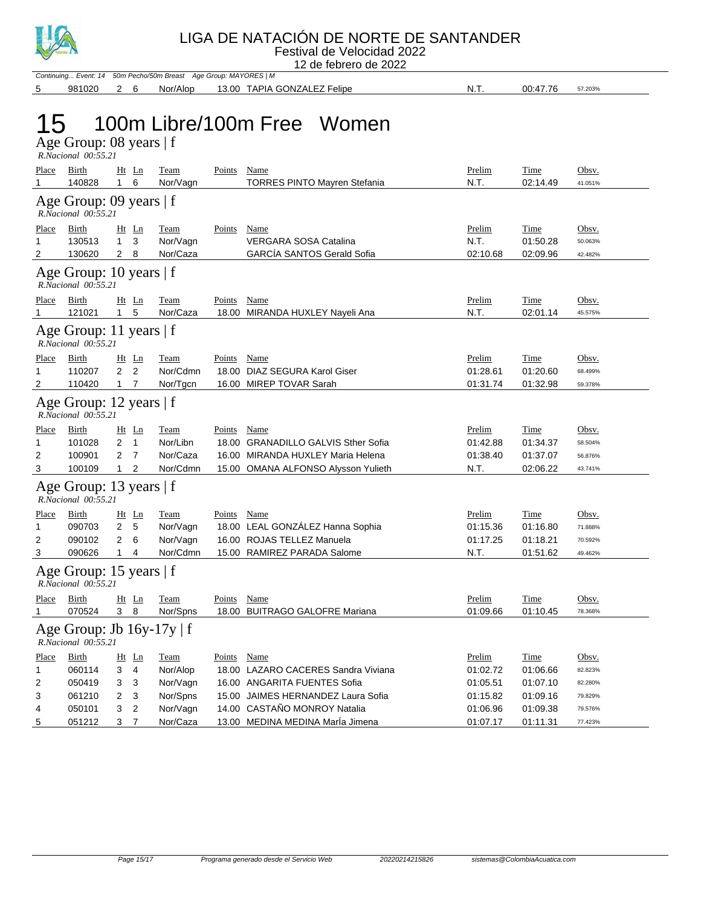Continuing... Event: 14 50m Pecho/50m Breast Age Group: MAYORES | M

| Place | Birth | Ht | Ln | Team | Points | Name | Prelim | Time | Obsv. |
|---|---|---|---|---|---|---|---|---|---|
| 5 | 981020 | 2 | 6 | Nor/Alop | 13.00 | TAPIA GONZALEZ Felipe | N.T. | 00:47.76 | 57.203% |

# 15 100m Libre/100m Free Women

## Age Group: 08 years | f

*R.Nacional 00:55.21*

| Place | Birth | Ht | Ln | Team | Points | Name | Prelim | Time | Obsv. |
|---|---|---|---|---|---|---|---|---|---|
| 1 | 140828 | 1 | 6 | Nor/Vagn | | TORRES PINTO Mayren Stefania | N.T. | 02:14.49 | 41.051% |

## Age Group: 09 years | f

*R.Nacional 00:55.21*

| Place | Birth | Ht | Ln | Team | Points | Name | Prelim | Time | Obsv. |
|---|---|---|---|---|---|---|---|---|---|
| 1 | 130513 | 1 | 3 | Nor/Vagn | | VERGARA SOSA Catalina | N.T. | 01:50.28 | 50.063% |
| 2 | 130620 | 2 | 8 | Nor/Caza | | GARCÍA SANTOS Gerald Sofia | 02:10.68 | 02:09.96 | 42.482% |

## Age Group: 10 years | f

*R.Nacional 00:55.21*

| Place | Birth | Ht | Ln | Team | Points | Name | Prelim | Time | Obsv. |
|---|---|---|---|---|---|---|---|---|---|
| 1 | 121021 | 1 | 5 | Nor/Caza | 18.00 | MIRANDA HUXLEY Nayeli Ana | N.T. | 02:01.14 | 45.575% |

## Age Group: 11 years | f

*R.Nacional 00:55.21*

| Place | Birth | Ht | Ln | Team | Points | Name | Prelim | Time | Obsv. |
|---|---|---|---|---|---|---|---|---|---|
| 1 | 110207 | 2 | 2 | Nor/Cdmn | 18.00 | DIAZ SEGURA Karol Giser | 01:28.61 | 01:20.60 | 68.499% |
| 2 | 110420 | 1 | 7 | Nor/Tgcn | 16.00 | MIREP TOVAR Sarah | 01:31.74 | 01:32.98 | 59.378% |

## Age Group: 12 years | f

*R.Nacional 00:55.21*

| Place | Birth | Ht | Ln | Team | Points | Name | Prelim | Time | Obsv. |
|---|---|---|---|---|---|---|---|---|---|
| 1 | 101028 | 2 | 1 | Nor/Libn | 18.00 | GRANADILLO GALVIS Sther Sofia | 01:42.88 | 01:34.37 | 58.504% |
| 2 | 100901 | 2 | 7 | Nor/Caza | 16.00 | MIRANDA HUXLEY Maria Helena | 01:38.40 | 01:37.07 | 56.876% |
| 3 | 100109 | 1 | 2 | Nor/Cdmn | 15.00 | OMANA ALFONSO Alysson Yulieth | N.T. | 02:06.22 | 43.741% |

## Age Group: 13 years | f

*R.Nacional 00:55.21*

| Place | Birth | Ht | Ln | Team | Points | Name | Prelim | Time | Obsv. |
|---|---|---|---|---|---|---|---|---|---|
| 1 | 090703 | 2 | 5 | Nor/Vagn | 18.00 | LEAL GONZÁLEZ Hanna Sophia | 01:15.36 | 01:16.80 | 71.888% |
| 2 | 090102 | 2 | 6 | Nor/Vagn | 16.00 | ROJAS TELLEZ Manuela | 01:17.25 | 01:18.21 | 70.592% |
| 3 | 090626 | 1 | 4 | Nor/Cdmn | 15.00 | RAMIREZ PARADA Salome | N.T. | 01:51.62 | 49.462% |

## Age Group: 15 years | f

*R.Nacional 00:55.21*

| Place | Birth | Ht | Ln | Team | Points | Name | Prelim | Time | Obsv. |
|---|---|---|---|---|---|---|---|---|---|
| 1 | 070524 | 3 | 8 | Nor/Spns | 18.00 | BUITRAGO GALOFRE Mariana | 01:09.66 | 01:10.45 | 78.368% |

## Age Group: Jb 16y-17y | f

*R.Nacional 00:55.21*

| Place | Birth | Ht | Ln | Team | Points | Name | Prelim | Time | Obsv. |
|---|---|---|---|---|---|---|---|---|---|
| 1 | 060114 | 3 | 4 | Nor/Alop | 18.00 | LAZARO CACERES Sandra Viviana | 01:02.72 | 01:06.66 | 82.823% |
| 2 | 050419 | 3 | 3 | Nor/Vagn | 16.00 | ANGARITA FUENTES Sofia | 01:05.51 | 01:07.10 | 82.280% |
| 3 | 061210 | 2 | 3 | Nor/Spns | 15.00 | JAIMES HERNANDEZ Laura Sofia | 01:15.82 | 01:09.16 | 79.829% |
| 4 | 050101 | 3 | 2 | Nor/Vagn | 14.00 | CASTAÑO MONROY Natalia | 01:06.96 | 01:09.38 | 79.576% |
| 5 | 051212 | 3 | 7 | Nor/Caza | 13.00 | MEDINA MEDINA MarÍa Jimena | 01:07.17 | 01:11.31 | 77.423% |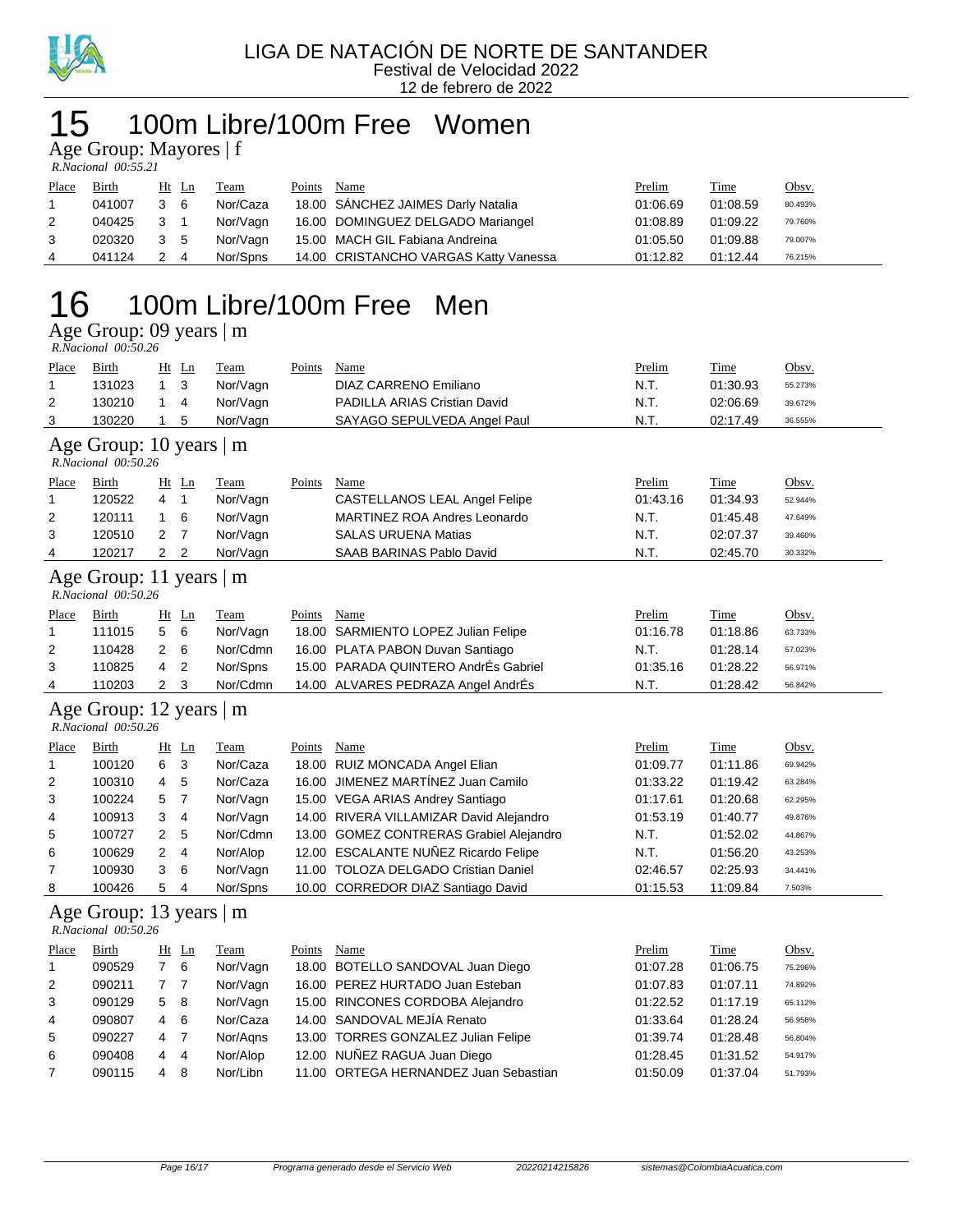LIGA DE NATACIÓN DE NORTE DE SANTANDER
Festival de Velocidad 2022
12 de febrero de 2022

# 15 100m Libre/100m Free Women

## Age Group: Mayores | f

*R.Nacional 00:55.21*

| Place | Birth | Ht | Ln | Team | Points | Name | Prelim | Time | Obsv. |
|---|---|---|---|---|---|---|---|---|---|
| 1 | 041007 | 3 | 6 | Nor/Caza | 18.00 | SÁNCHEZ JAIMES Darly Natalia | 01:06.69 | 01:08.59 | 80.493% |
| 2 | 040425 | 3 | 1 | Nor/Vagn | 16.00 | DOMINGUEZ DELGADO Mariangel | 01:08.89 | 01:09.22 | 79.760% |
| 3 | 020320 | 3 | 5 | Nor/Vagn | 15.00 | MACH GIL Fabiana Andreina | 01:05.50 | 01:09.88 | 79.007% |
| 4 | 041124 | 2 | 4 | Nor/Spns | 14.00 | CRISTANCHO VARGAS Katty Vanessa | 01:12.82 | 01:12.44 | 76.215% |

# 16 100m Libre/100m Free Men

## Age Group: 09 years | m

*R.Nacional 00:50.26*

| Place | Birth | Ht | Ln | Team | Points | Name | Prelim | Time | Obsv. |
|---|---|---|---|---|---|---|---|---|---|
| 1 | 131023 | 1 | 3 | Nor/Vagn | | DIAZ CARRENO Emiliano | N.T. | 01:30.93 | 55.273% |
| 2 | 130210 | 1 | 4 | Nor/Vagn | | PADILLA ARIAS Cristian David | N.T. | 02:06.69 | 39.672% |
| 3 | 130220 | 1 | 5 | Nor/Vagn | | SAYAGO SEPULVEDA Angel Paul | N.T. | 02:17.49 | 36.555% |

## Age Group: 10 years | m

*R.Nacional 00:50.26*

| Place | Birth | Ht | Ln | Team | Points | Name | Prelim | Time | Obsv. |
|---|---|---|---|---|---|---|---|---|---|
| 1 | 120522 | 4 | 1 | Nor/Vagn | | CASTELLANOS LEAL Angel Felipe | 01:43.16 | 01:34.93 | 52.944% |
| 2 | 120111 | 1 | 6 | Nor/Vagn | | MARTINEZ ROA Andres Leonardo | N.T. | 01:45.48 | 47.649% |
| 3 | 120510 | 2 | 7 | Nor/Vagn | | SALAS URUENA Matias | N.T. | 02:07.37 | 39.460% |
| 4 | 120217 | 2 | 2 | Nor/Vagn | | SAAB BARINAS Pablo David | N.T. | 02:45.70 | 30.332% |

## Age Group: 11 years | m

*R.Nacional 00:50.26*

| Place | Birth | Ht | Ln | Team | Points | Name | Prelim | Time | Obsv. |
|---|---|---|---|---|---|---|---|---|---|
| 1 | 111015 | 5 | 6 | Nor/Vagn | 18.00 | SARMIENTO LOPEZ Julian Felipe | 01:16.78 | 01:18.86 | 63.733% |
| 2 | 110428 | 2 | 6 | Nor/Cdmn | 16.00 | PLATA PABON Duvan Santiago | N.T. | 01:28.14 | 57.023% |
| 3 | 110825 | 4 | 2 | Nor/Spns | 15.00 | PARADA QUINTERO AndrÉs Gabriel | 01:35.16 | 01:28.22 | 56.971% |
| 4 | 110203 | 2 | 3 | Nor/Cdmn | 14.00 | ALVARES PEDRAZA Angel AndrÉs | N.T. | 01:28.42 | 56.842% |

## Age Group: 12 years | m

*R.Nacional 00:50.26*

| Place | Birth | Ht | Ln | Team | Points | Name | Prelim | Time | Obsv. |
|---|---|---|---|---|---|---|---|---|---|
| 1 | 100120 | 6 | 3 | Nor/Caza | 18.00 | RUIZ MONCADA Angel Elian | 01:09.77 | 01:11.86 | 69.942% |
| 2 | 100310 | 4 | 5 | Nor/Caza | 16.00 | JIMENEZ MARTÍNEZ Juan Camilo | 01:33.22 | 01:19.42 | 63.284% |
| 3 | 100224 | 5 | 7 | Nor/Vagn | 15.00 | VEGA ARIAS Andrey Santiago | 01:17.61 | 01:20.68 | 62.295% |
| 4 | 100913 | 3 | 4 | Nor/Vagn | 14.00 | RIVERA VILLAMIZAR David Alejandro | 01:53.19 | 01:40.77 | 49.876% |
| 5 | 100727 | 2 | 5 | Nor/Cdmn | 13.00 | GOMEZ CONTRERAS Grabiel Alejandro | N.T. | 01:52.02 | 44.867% |
| 6 | 100629 | 2 | 4 | Nor/Alop | 12.00 | ESCALANTE NUÑEZ Ricardo Felipe | N.T. | 01:56.20 | 43.253% |
| 7 | 100930 | 3 | 6 | Nor/Vagn | 11.00 | TOLOZA DELGADO Cristian Daniel | 02:46.57 | 02:25.93 | 34.441% |
| 8 | 100426 | 5 | 4 | Nor/Spns | 10.00 | CORREDOR DIAZ Santiago David | 01:15.53 | 11:09.84 | 7.503% |

## Age Group: 13 years | m

*R.Nacional 00:50.26*

| Place | Birth | Ht | Ln | Team | Points | Name | Prelim | Time | Obsv. |
|---|---|---|---|---|---|---|---|---|---|
| 1 | 090529 | 7 | 6 | Nor/Vagn | 18.00 | BOTELLO SANDOVAL Juan Diego | 01:07.28 | 01:06.75 | 75.296% |
| 2 | 090211 | 7 | 7 | Nor/Vagn | 16.00 | PEREZ HURTADO Juan Esteban | 01:07.83 | 01:07.11 | 74.892% |
| 3 | 090129 | 5 | 8 | Nor/Vagn | 15.00 | RINCONES CORDOBA Alejandro | 01:22.52 | 01:17.19 | 65.112% |
| 4 | 090807 | 4 | 6 | Nor/Caza | 14.00 | SANDOVAL MEJÍA Renato | 01:33.64 | 01:28.24 | 56.958% |
| 5 | 090227 | 4 | 7 | Nor/Aqns | 13.00 | TORRES GONZALEZ Julian Felipe | 01:39.74 | 01:28.48 | 56.804% |
| 6 | 090408 | 4 | 4 | Nor/Alop | 12.00 | NUÑEZ RAGUA Juan Diego | 01:28.45 | 01:31.52 | 54.917% |
| 7 | 090115 | 4 | 8 | Nor/Libn | 11.00 | ORTEGA HERNANDEZ Juan Sebastian | 01:50.09 | 01:37.04 | 51.793% |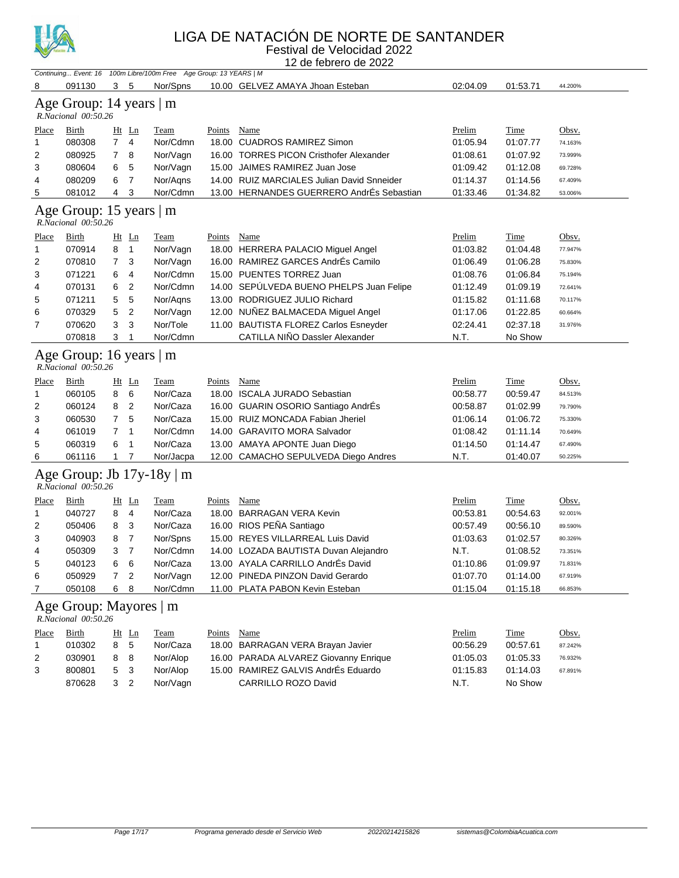# LIGA DE NATACIÓN DE NORTE DE SANTANDER

Festival de Velocidad 2022

12 de febrero de 2022

*Continuing... Event: 16 100m Libre/100m Free Age Group: 13 YEARS | M*

| | | | | | | | | | |
|---|---|---|---|---|---|---|---|---|---|
| 8 | 091130 | 3 | 5 | Nor/Spns | 10.00 | GELVEZ AMAYA Jhoan Esteban | 02:04.09 | 01:53.71 | 44.200% |

## Age Group: 14 years | m

*R.Nacional 00:50.26*

| Place | Birth | Ht | Ln | Team | Points | Name | Prelim | Time | Obsv. |
|---|---|---|---|---|---|---|---|---|---|
| 1 | 080308 | 7 | 4 | Nor/Cdmn | 18.00 | CUADROS RAMIREZ Simon | 01:05.94 | 01:07.77 | 74.163% |
| 2 | 080925 | 7 | 8 | Nor/Vagn | 16.00 | TORRES PICON Cristhofer Alexander | 01:08.61 | 01:07.92 | 73.999% |
| 3 | 080604 | 6 | 5 | Nor/Vagn | 15.00 | JAIMES RAMIREZ Juan Jose | 01:09.42 | 01:12.08 | 69.728% |
| 4 | 080209 | 6 | 7 | Nor/Aqns | 14.00 | RUIZ MARCIALES Julian David Snneider | 01:14.37 | 01:14.56 | 67.409% |
| 5 | 081012 | 4 | 3 | Nor/Cdmn | 13.00 | HERNANDES GUERRERO AndrÉs Sebastian | 01:33.46 | 01:34.82 | 53.006% |

## Age Group: 15 years | m

*R.Nacional 00:50.26*

| Place | Birth | Ht | Ln | Team | Points | Name | Prelim | Time | Obsv. |
|---|---|---|---|---|---|---|---|---|---|
| 1 | 070914 | 8 | 1 | Nor/Vagn | 18.00 | HERRERA PALACIO Miguel Angel | 01:03.82 | 01:04.48 | 77.947% |
| 2 | 070810 | 7 | 3 | Nor/Vagn | 16.00 | RAMIREZ GARCES AndrÉs Camilo | 01:06.49 | 01:06.28 | 75.830% |
| 3 | 071221 | 6 | 4 | Nor/Cdmn | 15.00 | PUENTES TORREZ Juan | 01:08.76 | 01:06.84 | 75.194% |
| 4 | 070131 | 6 | 2 | Nor/Cdmn | 14.00 | SEPÚLVEDA BUENO PHELPS Juan Felipe | 01:12.49 | 01:09.19 | 72.641% |
| 5 | 071211 | 5 | 5 | Nor/Aqns | 13.00 | RODRIGUEZ JULIO Richard | 01:15.82 | 01:11.68 | 70.117% |
| 6 | 070329 | 5 | 2 | Nor/Vagn | 12.00 | NUÑEZ BALMACEDA Miguel Angel | 01:17.06 | 01:22.85 | 60.664% |
| 7 | 070620 | 3 | 3 | Nor/Tole | 11.00 | BAUTISTA FLOREZ Carlos Esneyder | 02:24.41 | 02:37.18 | 31.976% |
| | 070818 | 3 | 1 | Nor/Cdmn | | CATILLA NIÑO Dassler Alexander | N.T. | No Show | |

## Age Group: 16 years | m

*R.Nacional 00:50.26*

| Place | Birth | Ht | Ln | Team | Points | Name | Prelim | Time | Obsv. |
|---|---|---|---|---|---|---|---|---|---|
| 1 | 060105 | 8 | 6 | Nor/Caza | 18.00 | ISCALA JURADO Sebastian | 00:58.77 | 00:59.47 | 84.513% |
| 2 | 060124 | 8 | 2 | Nor/Caza | 16.00 | GUARIN OSORIO Santiago AndrÉs | 00:58.87 | 01:02.99 | 79.790% |
| 3 | 060530 | 7 | 5 | Nor/Caza | 15.00 | RUIZ MONCADA Fabian Jheriel | 01:06.14 | 01:06.72 | 75.330% |
| 4 | 061019 | 7 | 1 | Nor/Cdmn | 14.00 | GARAVITO MORA Salvador | 01:08.42 | 01:11.14 | 70.649% |
| 5 | 060319 | 6 | 1 | Nor/Caza | 13.00 | AMAYA APONTE Juan Diego | 01:14.50 | 01:14.47 | 67.490% |
| 6 | 061116 | 1 | 7 | Nor/Jacpa | 12.00 | CAMACHO SEPULVEDA Diego Andres | N.T. | 01:40.07 | 50.225% |

## Age Group: Jb 17y-18y | m

*R.Nacional 00:50.26*

| Place | Birth | Ht | Ln | Team | Points | Name | Prelim | Time | Obsv. |
|---|---|---|---|---|---|---|---|---|---|
| 1 | 040727 | 8 | 4 | Nor/Caza | 18.00 | BARRAGAN VERA Kevin | 00:53.81 | 00:54.63 | 92.001% |
| 2 | 050406 | 8 | 3 | Nor/Caza | 16.00 | RIOS PEÑA Santiago | 00:57.49 | 00:56.10 | 89.590% |
| 3 | 040903 | 8 | 7 | Nor/Spns | 15.00 | REYES VILLARREAL Luis David | 01:03.63 | 01:02.57 | 80.326% |
| 4 | 050309 | 3 | 7 | Nor/Cdmn | 14.00 | LOZADA BAUTISTA Duvan Alejandro | N.T. | 01:08.52 | 73.351% |
| 5 | 040123 | 6 | 6 | Nor/Caza | 13.00 | AYALA CARRILLO AndrÉs David | 01:10.86 | 01:09.97 | 71.831% |
| 6 | 050929 | 7 | 2 | Nor/Vagn | 12.00 | PINEDA PINZON David Gerardo | 01:07.70 | 01:14.00 | 67.919% |
| 7 | 050108 | 6 | 8 | Nor/Cdmn | 11.00 | PLATA PABON Kevin Esteban | 01:15.04 | 01:15.18 | 66.853% |

## Age Group: Mayores | m

*R.Nacional 00:50.26*

| Place | Birth | Ht | Ln | Team | Points | Name | Prelim | Time | Obsv. |
|---|---|---|---|---|---|---|---|---|---|
| 1 | 010302 | 8 | 5 | Nor/Caza | 18.00 | BARRAGAN VERA Brayan Javier | 00:56.29 | 00:57.61 | 87.242% |
| 2 | 030901 | 8 | 8 | Nor/Alop | 16.00 | PARADA ALVAREZ Giovanny Enrique | 01:05.03 | 01:05.33 | 76.932% |
| 3 | 800801 | 5 | 3 | Nor/Alop | 15.00 | RAMIREZ GALVIS AndrÉs Eduardo | 01:15.83 | 01:14.03 | 67.891% |
| | 870628 | 3 | 2 | Nor/Vagn | | CARRILLO ROZO David | N.T. | No Show | |

Programa generado desde el Servicio Web 20220214215826 sistemas@ColombiaAcuatica.com